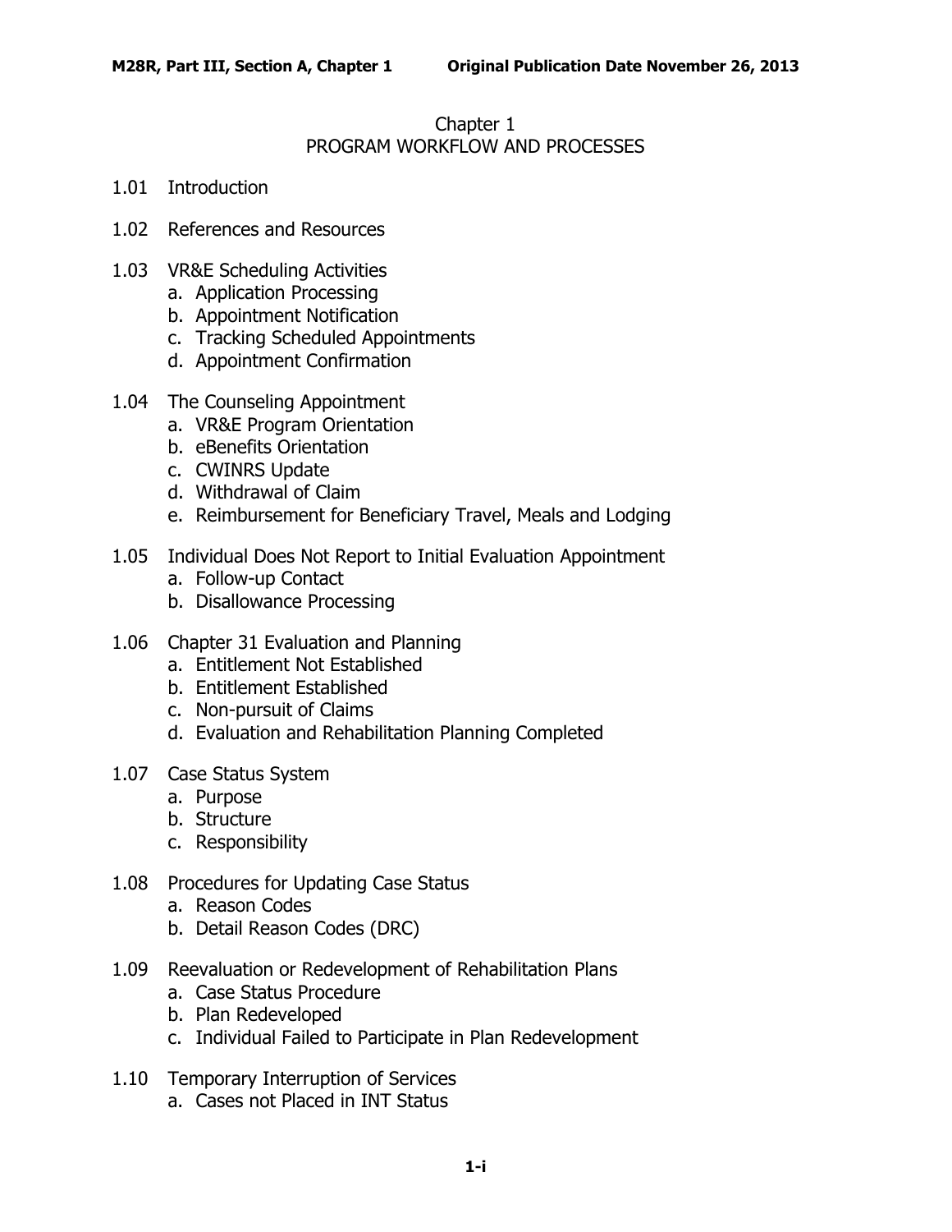# Chapter 1
# PROGRAM WORKFLOW AND PROCESSES

1.01 Introduction

1.02 References and Resources

1.03 VR&E Scheduling Activities
- a. Application Processing
- b. Appointment Notification
- c. Tracking Scheduled Appointments
- d. Appointment Confirmation

1.04 The Counseling Appointment
- a. VR&E Program Orientation
- b. eBenefits Orientation
- c. CWINRS Update
- d. Withdrawal of Claim
- e. Reimbursement for Beneficiary Travel, Meals and Lodging

1.05 Individual Does Not Report to Initial Evaluation Appointment
- a. Follow-up Contact
- b. Disallowance Processing

1.06 Chapter 31 Evaluation and Planning
- a. Entitlement Not Established
- b. Entitlement Established
- c. Non-pursuit of Claims
- d. Evaluation and Rehabilitation Planning Completed

1.07 Case Status System
- a. Purpose
- b. Structure
- c. Responsibility

1.08 Procedures for Updating Case Status
- a. Reason Codes
- b. Detail Reason Codes (DRC)

1.09 Reevaluation or Redevelopment of Rehabilitation Plans
- a. Case Status Procedure
- b. Plan Redeveloped
- c. Individual Failed to Participate in Plan Redevelopment

1.10 Temporary Interruption of Services
- a. Cases not Placed in INT Status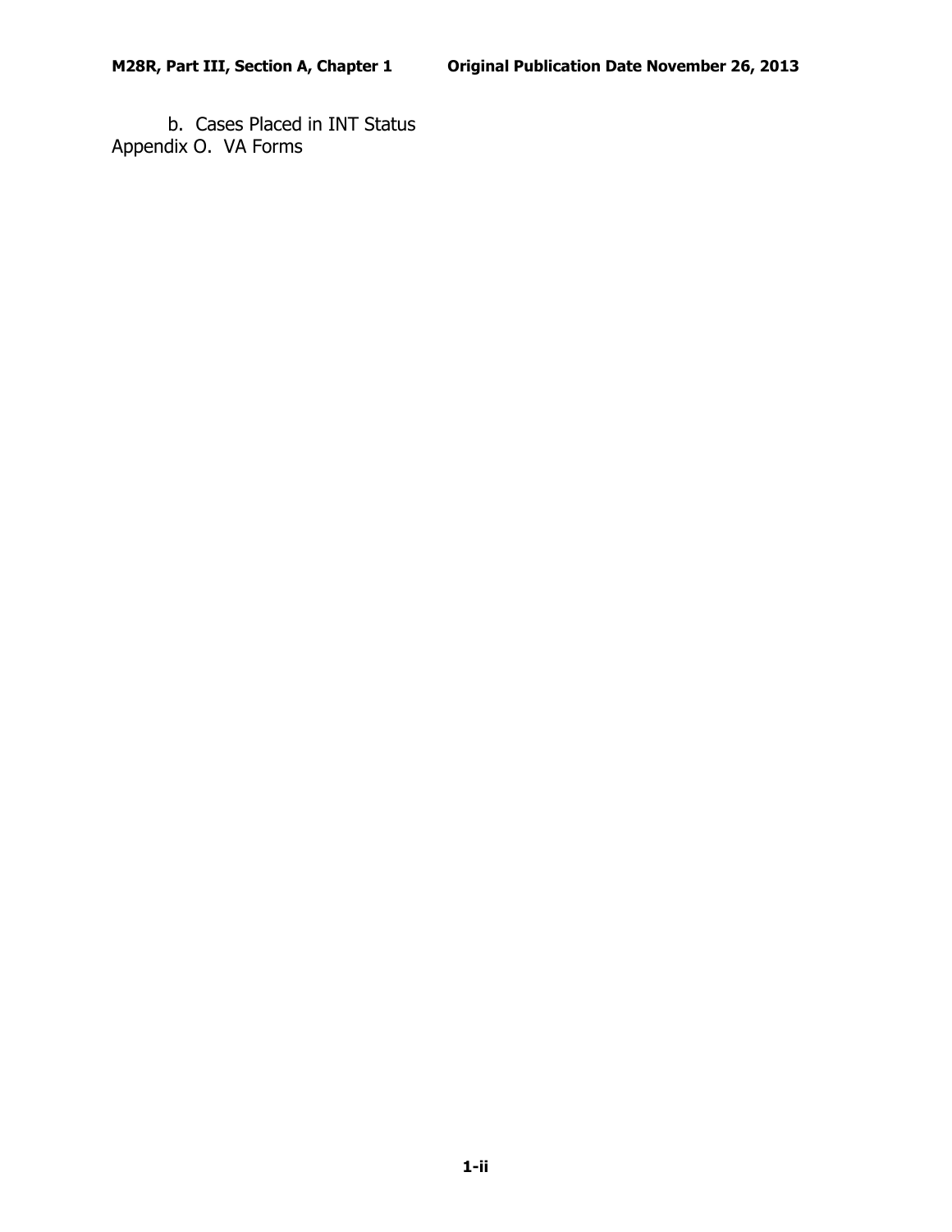b. Cases Placed in INT Status

Appendix O. VA Forms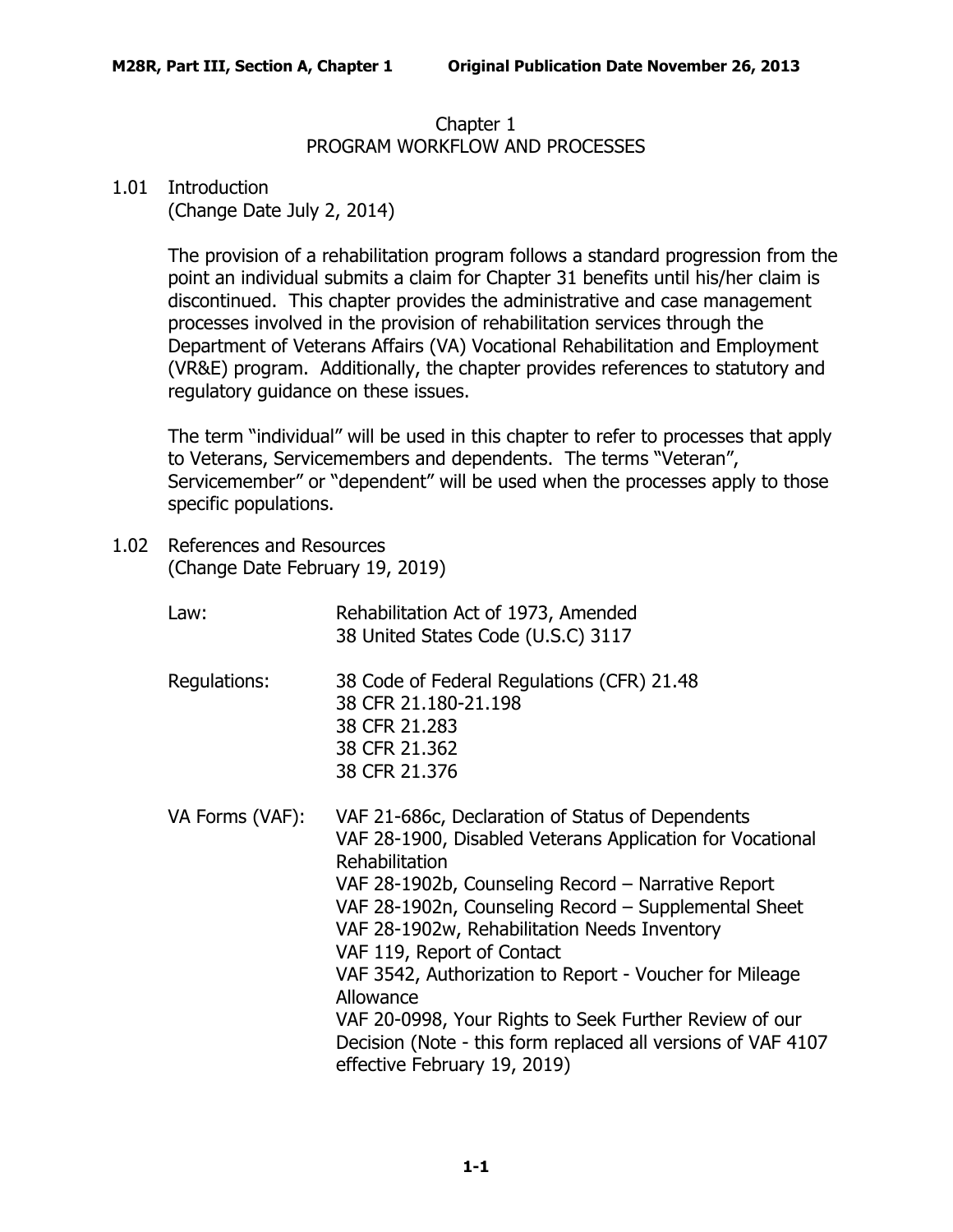# Chapter 1
# PROGRAM WORKFLOW AND PROCESSES

## 1.01 Introduction
(Change Date July 2, 2014)

The provision of a rehabilitation program follows a standard progression from the point an individual submits a claim for Chapter 31 benefits until his/her claim is discontinued. This chapter provides the administrative and case management processes involved in the provision of rehabilitation services through the Department of Veterans Affairs (VA) Vocational Rehabilitation and Employment (VR&E) program. Additionally, the chapter provides references to statutory and regulatory guidance on these issues.

The term "individual" will be used in this chapter to refer to processes that apply to Veterans, Servicemembers and dependents. The terms "Veteran", Servicemember" or "dependent" will be used when the processes apply to those specific populations.

## 1.02 References and Resources
(Change Date February 19, 2019)

Law:
- Rehabilitation Act of 1973, Amended
- 38 United States Code (U.S.C) 3117

Regulations:
- 38 Code of Federal Regulations (CFR) 21.48
- 38 CFR 21.180-21.198
- 38 CFR 21.283
- 38 CFR 21.362
- 38 CFR 21.376

VA Forms (VAF):
- VAF 21-686c, Declaration of Status of Dependents
- VAF 28-1900, Disabled Veterans Application for Vocational Rehabilitation
- VAF 28-1902b, Counseling Record – Narrative Report
- VAF 28-1902n, Counseling Record – Supplemental Sheet
- VAF 28-1902w, Rehabilitation Needs Inventory
- VAF 119, Report of Contact
- VAF 3542, Authorization to Report - Voucher for Mileage Allowance
- VAF 20-0998, Your Rights to Seek Further Review of our Decision (Note - this form replaced all versions of VAF 4107 effective February 19, 2019)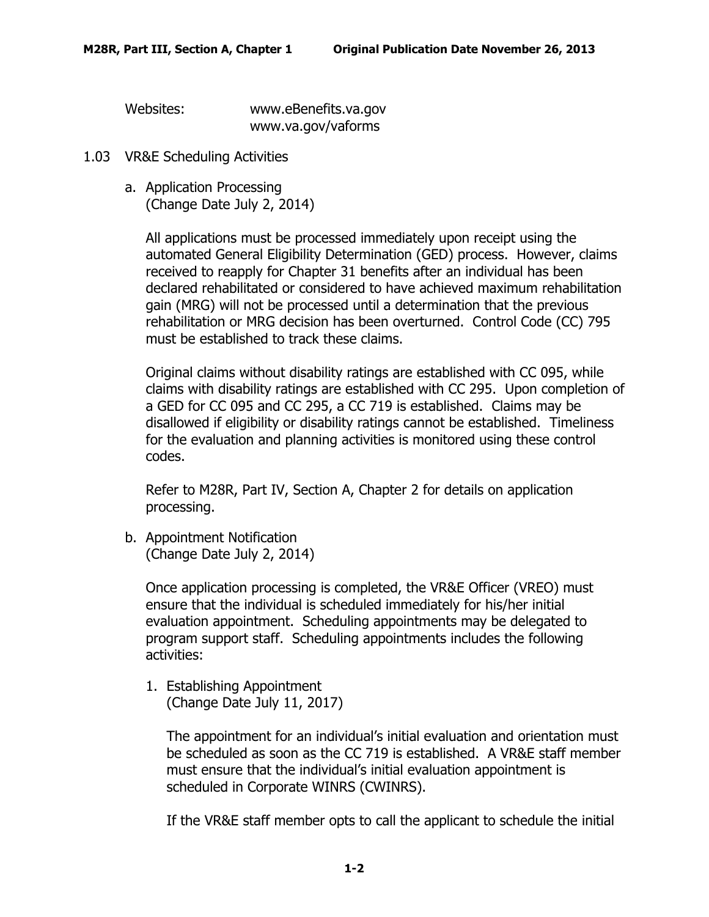Websites: www.eBenefits.va.gov
www.va.gov/vaforms

## 1.03 VR&E Scheduling Activities

### a. Application Processing
(Change Date July 2, 2014)

All applications must be processed immediately upon receipt using the automated General Eligibility Determination (GED) process. However, claims received to reapply for Chapter 31 benefits after an individual has been declared rehabilitated or considered to have achieved maximum rehabilitation gain (MRG) will not be processed until a determination that the previous rehabilitation or MRG decision has been overturned. Control Code (CC) 795 must be established to track these claims.

Original claims without disability ratings are established with CC 095, while claims with disability ratings are established with CC 295. Upon completion of a GED for CC 095 and CC 295, a CC 719 is established. Claims may be disallowed if eligibility or disability ratings cannot be established. Timeliness for the evaluation and planning activities is monitored using these control codes.

Refer to M28R, Part IV, Section A, Chapter 2 for details on application processing.

### b. Appointment Notification
(Change Date July 2, 2014)

Once application processing is completed, the VR&E Officer (VREO) must ensure that the individual is scheduled immediately for his/her initial evaluation appointment. Scheduling appointments may be delegated to program support staff. Scheduling appointments includes the following activities:

#### 1. Establishing Appointment
(Change Date July 11, 2017)

The appointment for an individual's initial evaluation and orientation must be scheduled as soon as the CC 719 is established. A VR&E staff member must ensure that the individual's initial evaluation appointment is scheduled in Corporate WINRS (CWINRS).

If the VR&E staff member opts to call the applicant to schedule the initial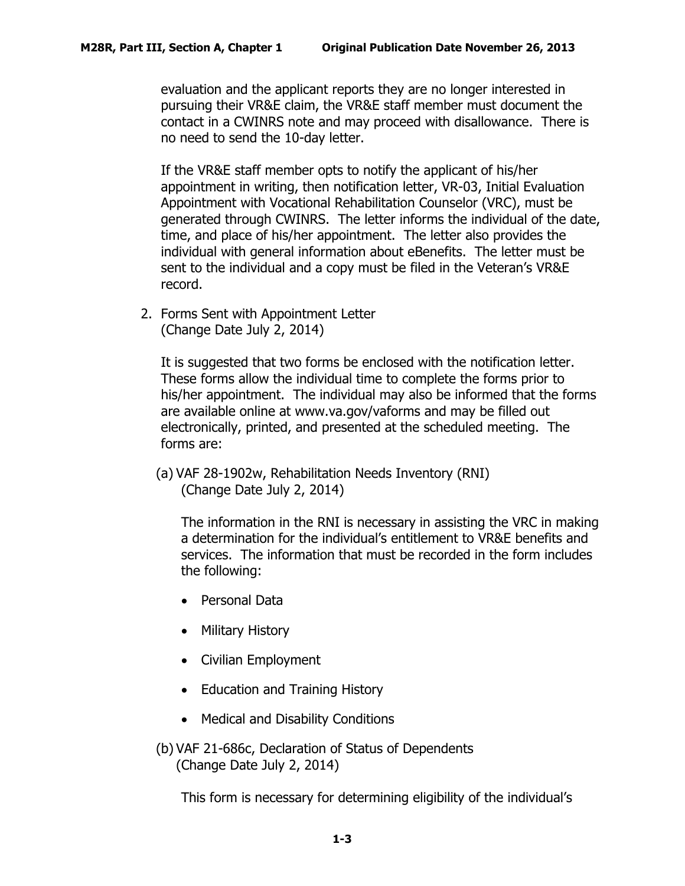evaluation and the applicant reports they are no longer interested in pursuing their VR&E claim, the VR&E staff member must document the contact in a CWINRS note and may proceed with disallowance. There is no need to send the 10-day letter.

If the VR&E staff member opts to notify the applicant of his/her appointment in writing, then notification letter, VR-03, Initial Evaluation Appointment with Vocational Rehabilitation Counselor (VRC), must be generated through CWINRS. The letter informs the individual of the date, time, and place of his/her appointment. The letter also provides the individual with general information about eBenefits. The letter must be sent to the individual and a copy must be filed in the Veteran's VR&E record.

2. Forms Sent with Appointment Letter
   (Change Date July 2, 2014)

   It is suggested that two forms be enclosed with the notification letter. These forms allow the individual time to complete the forms prior to his/her appointment. The individual may also be informed that the forms are available online at www.va.gov/vaforms and may be filled out electronically, printed, and presented at the scheduled meeting. The forms are:

   (a) VAF 28-1902w, Rehabilitation Needs Inventory (RNI)
   (Change Date July 2, 2014)

   The information in the RNI is necessary in assisting the VRC in making a determination for the individual's entitlement to VR&E benefits and services. The information that must be recorded in the form includes the following:

   - Personal Data
   - Military History
   - Civilian Employment
   - Education and Training History
   - Medical and Disability Conditions

   (b) VAF 21-686c, Declaration of Status of Dependents
   (Change Date July 2, 2014)

   This form is necessary for determining eligibility of the individual's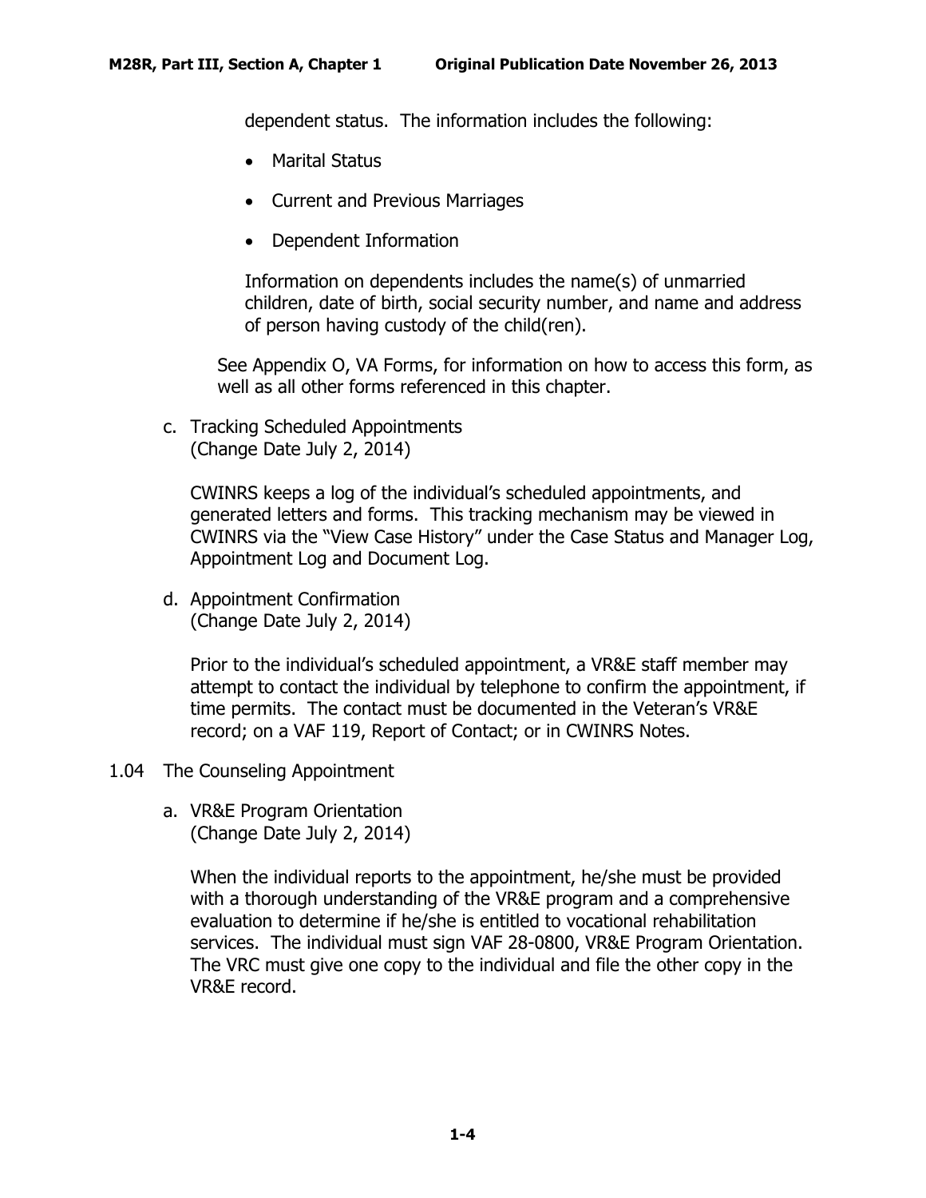dependent status.  The information includes the following:

- Marital Status
- Current and Previous Marriages
- Dependent Information

Information on dependents includes the name(s) of unmarried children, date of birth, social security number, and name and address of person having custody of the child(ren).

See Appendix O, VA Forms, for information on how to access this form, as well as all other forms referenced in this chapter.

c. Tracking Scheduled Appointments
(Change Date July 2, 2014)

CWINRS keeps a log of the individual's scheduled appointments, and generated letters and forms.  This tracking mechanism may be viewed in CWINRS via the "View Case History" under the Case Status and Manager Log, Appointment Log and Document Log.

d. Appointment Confirmation
(Change Date July 2, 2014)

Prior to the individual's scheduled appointment, a VR&E staff member may attempt to contact the individual by telephone to confirm the appointment, if time permits.  The contact must be documented in the Veteran's VR&E record; on a VAF 119, Report of Contact; or in CWINRS Notes.

## 1.04 The Counseling Appointment

a. VR&E Program Orientation
(Change Date July 2, 2014)

When the individual reports to the appointment, he/she must be provided with a thorough understanding of the VR&E program and a comprehensive evaluation to determine if he/she is entitled to vocational rehabilitation services.  The individual must sign VAF 28-0800, VR&E Program Orientation.  The VRC must give one copy to the individual and file the other copy in the VR&E record.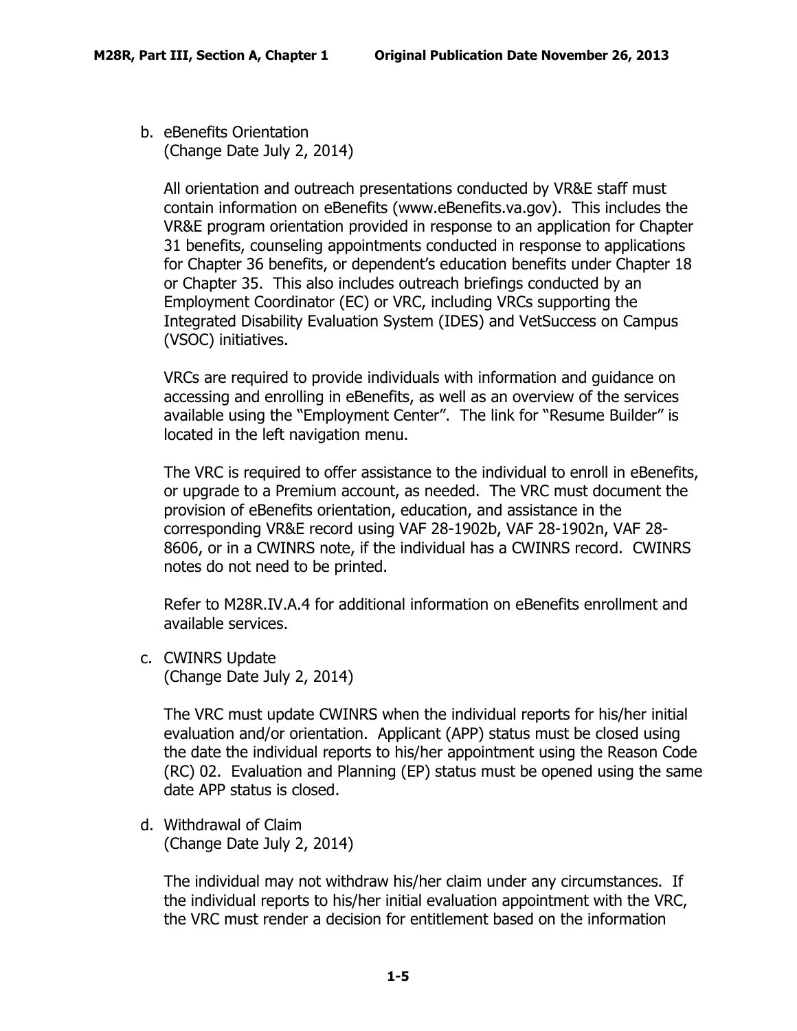b. eBenefits Orientation
   (Change Date July 2, 2014)

   All orientation and outreach presentations conducted by VR&E staff must contain information on eBenefits (www.eBenefits.va.gov). This includes the VR&E program orientation provided in response to an application for Chapter 31 benefits, counseling appointments conducted in response to applications for Chapter 36 benefits, or dependent's education benefits under Chapter 18 or Chapter 35. This also includes outreach briefings conducted by an Employment Coordinator (EC) or VRC, including VRCs supporting the Integrated Disability Evaluation System (IDES) and VetSuccess on Campus (VSOC) initiatives.

   VRCs are required to provide individuals with information and guidance on accessing and enrolling in eBenefits, as well as an overview of the services available using the "Employment Center". The link for "Resume Builder" is located in the left navigation menu.

   The VRC is required to offer assistance to the individual to enroll in eBenefits, or upgrade to a Premium account, as needed. The VRC must document the provision of eBenefits orientation, education, and assistance in the corresponding VR&E record using VAF 28-1902b, VAF 28-1902n, VAF 28-8606, or in a CWINRS note, if the individual has a CWINRS record. CWINRS notes do not need to be printed.

   Refer to M28R.IV.A.4 for additional information on eBenefits enrollment and available services.

c. CWINRS Update
   (Change Date July 2, 2014)

   The VRC must update CWINRS when the individual reports for his/her initial evaluation and/or orientation. Applicant (APP) status must be closed using the date the individual reports to his/her appointment using the Reason Code (RC) 02. Evaluation and Planning (EP) status must be opened using the same date APP status is closed.

d. Withdrawal of Claim
   (Change Date July 2, 2014)

   The individual may not withdraw his/her claim under any circumstances. If the individual reports to his/her initial evaluation appointment with the VRC, the VRC must render a decision for entitlement based on the information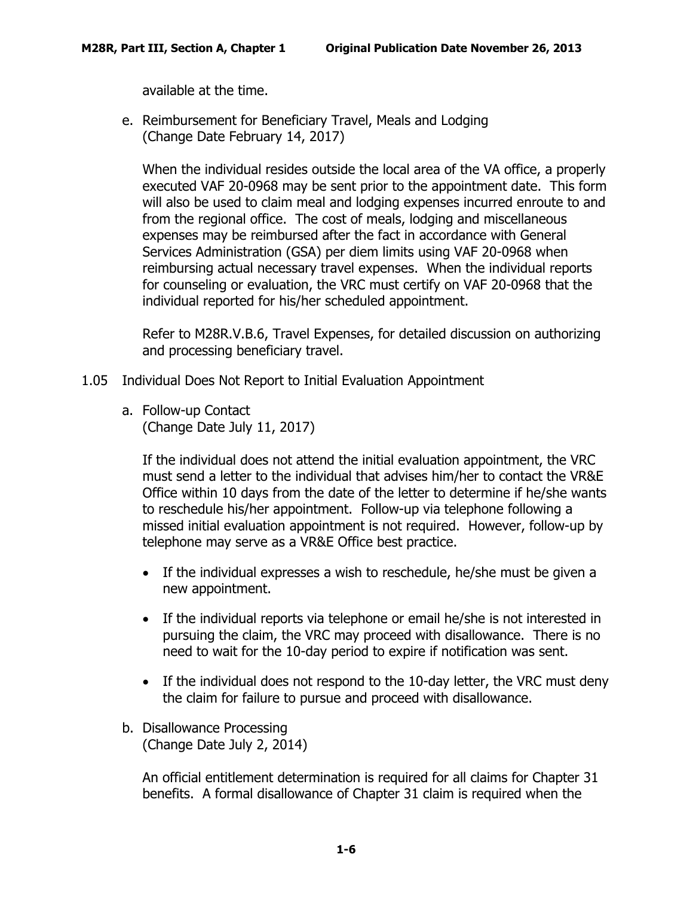available at the time.

e. Reimbursement for Beneficiary Travel, Meals and Lodging
(Change Date February 14, 2017)

When the individual resides outside the local area of the VA office, a properly executed VAF 20-0968 may be sent prior to the appointment date. This form will also be used to claim meal and lodging expenses incurred enroute to and from the regional office. The cost of meals, lodging and miscellaneous expenses may be reimbursed after the fact in accordance with General Services Administration (GSA) per diem limits using VAF 20-0968 when reimbursing actual necessary travel expenses. When the individual reports for counseling or evaluation, the VRC must certify on VAF 20-0968 that the individual reported for his/her scheduled appointment.

Refer to M28R.V.B.6, Travel Expenses, for detailed discussion on authorizing and processing beneficiary travel.

## 1.05 Individual Does Not Report to Initial Evaluation Appointment

a. Follow-up Contact
(Change Date July 11, 2017)

If the individual does not attend the initial evaluation appointment, the VRC must send a letter to the individual that advises him/her to contact the VR&E Office within 10 days from the date of the letter to determine if he/she wants to reschedule his/her appointment. Follow-up via telephone following a missed initial evaluation appointment is not required. However, follow-up by telephone may serve as a VR&E Office best practice.

- If the individual expresses a wish to reschedule, he/she must be given a new appointment.
- If the individual reports via telephone or email he/she is not interested in pursuing the claim, the VRC may proceed with disallowance. There is no need to wait for the 10-day period to expire if notification was sent.
- If the individual does not respond to the 10-day letter, the VRC must deny the claim for failure to pursue and proceed with disallowance.

b. Disallowance Processing
(Change Date July 2, 2014)

An official entitlement determination is required for all claims for Chapter 31 benefits. A formal disallowance of Chapter 31 claim is required when the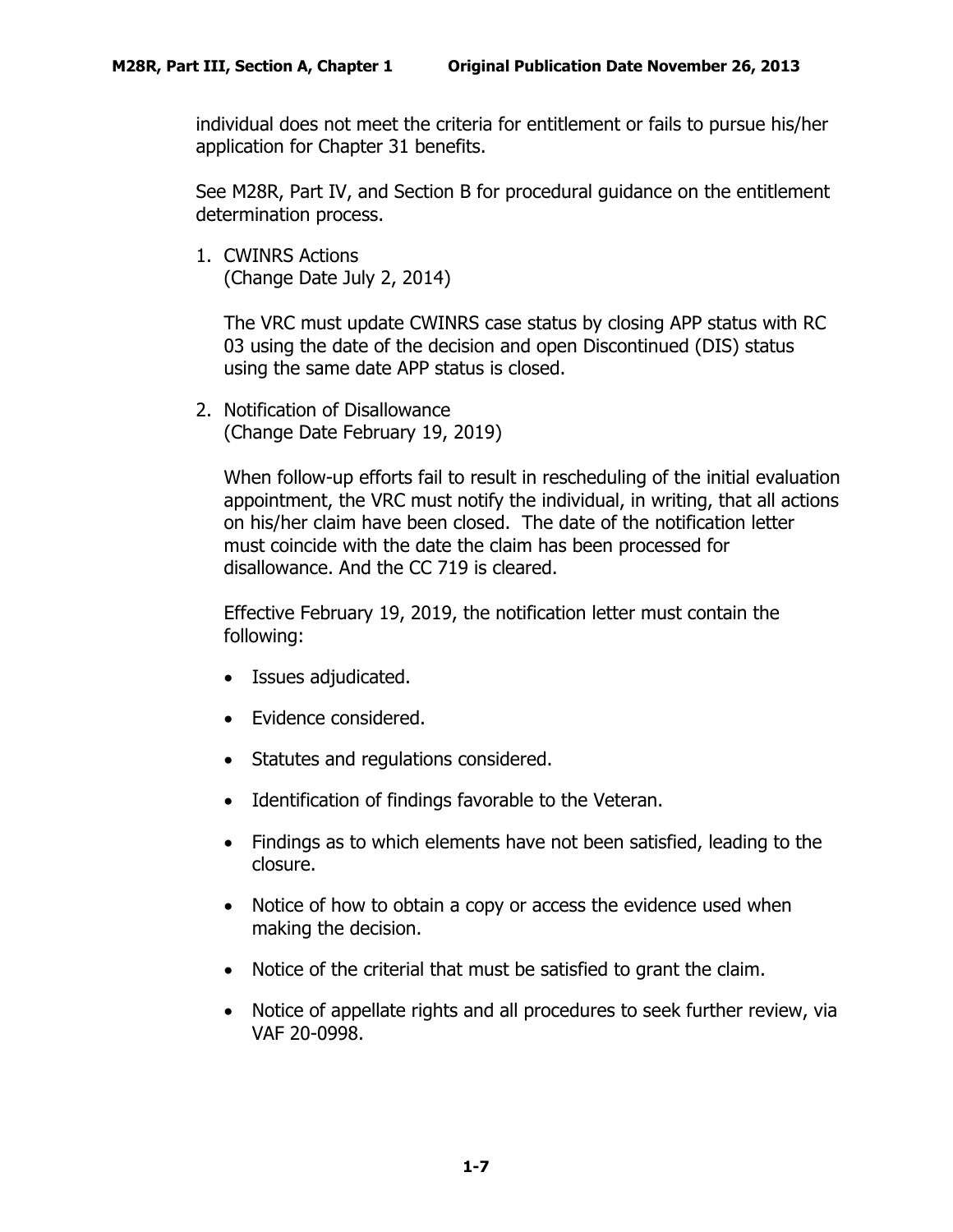individual does not meet the criteria for entitlement or fails to pursue his/her application for Chapter 31 benefits.

See M28R, Part IV, and Section B for procedural guidance on the entitlement determination process.

1. CWINRS Actions
   (Change Date July 2, 2014)

   The VRC must update CWINRS case status by closing APP status with RC 03 using the date of the decision and open Discontinued (DIS) status using the same date APP status is closed.

2. Notification of Disallowance
   (Change Date February 19, 2019)

   When follow-up efforts fail to result in rescheduling of the initial evaluation appointment, the VRC must notify the individual, in writing, that all actions on his/her claim have been closed. The date of the notification letter must coincide with the date the claim has been processed for disallowance. And the CC 719 is cleared.

   Effective February 19, 2019, the notification letter must contain the following:

   - Issues adjudicated.
   - Evidence considered.
   - Statutes and regulations considered.
   - Identification of findings favorable to the Veteran.
   - Findings as to which elements have not been satisfied, leading to the closure.
   - Notice of how to obtain a copy or access the evidence used when making the decision.
   - Notice of the criterial that must be satisfied to grant the claim.
   - Notice of appellate rights and all procedures to seek further review, via VAF 20-0998.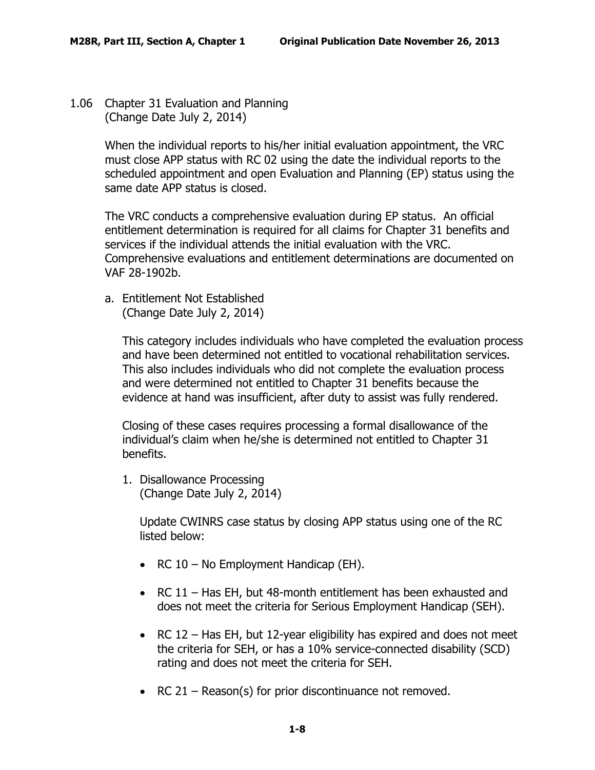## 1.06 Chapter 31 Evaluation and Planning
(Change Date July 2, 2014)

When the individual reports to his/her initial evaluation appointment, the VRC must close APP status with RC 02 using the date the individual reports to the scheduled appointment and open Evaluation and Planning (EP) status using the same date APP status is closed.

The VRC conducts a comprehensive evaluation during EP status. An official entitlement determination is required for all claims for Chapter 31 benefits and services if the individual attends the initial evaluation with the VRC. Comprehensive evaluations and entitlement determinations are documented on VAF 28-1902b.

### a. Entitlement Not Established
(Change Date July 2, 2014)

This category includes individuals who have completed the evaluation process and have been determined not entitled to vocational rehabilitation services. This also includes individuals who did not complete the evaluation process and were determined not entitled to Chapter 31 benefits because the evidence at hand was insufficient, after duty to assist was fully rendered.

Closing of these cases requires processing a formal disallowance of the individual's claim when he/she is determined not entitled to Chapter 31 benefits.

#### 1. Disallowance Processing
(Change Date July 2, 2014)

Update CWINRS case status by closing APP status using one of the RC listed below:

- RC 10 – No Employment Handicap (EH).
- RC 11 – Has EH, but 48-month entitlement has been exhausted and does not meet the criteria for Serious Employment Handicap (SEH).
- RC 12 – Has EH, but 12-year eligibility has expired and does not meet the criteria for SEH, or has a 10% service-connected disability (SCD) rating and does not meet the criteria for SEH.
- RC 21 – Reason(s) for prior discontinuance not removed.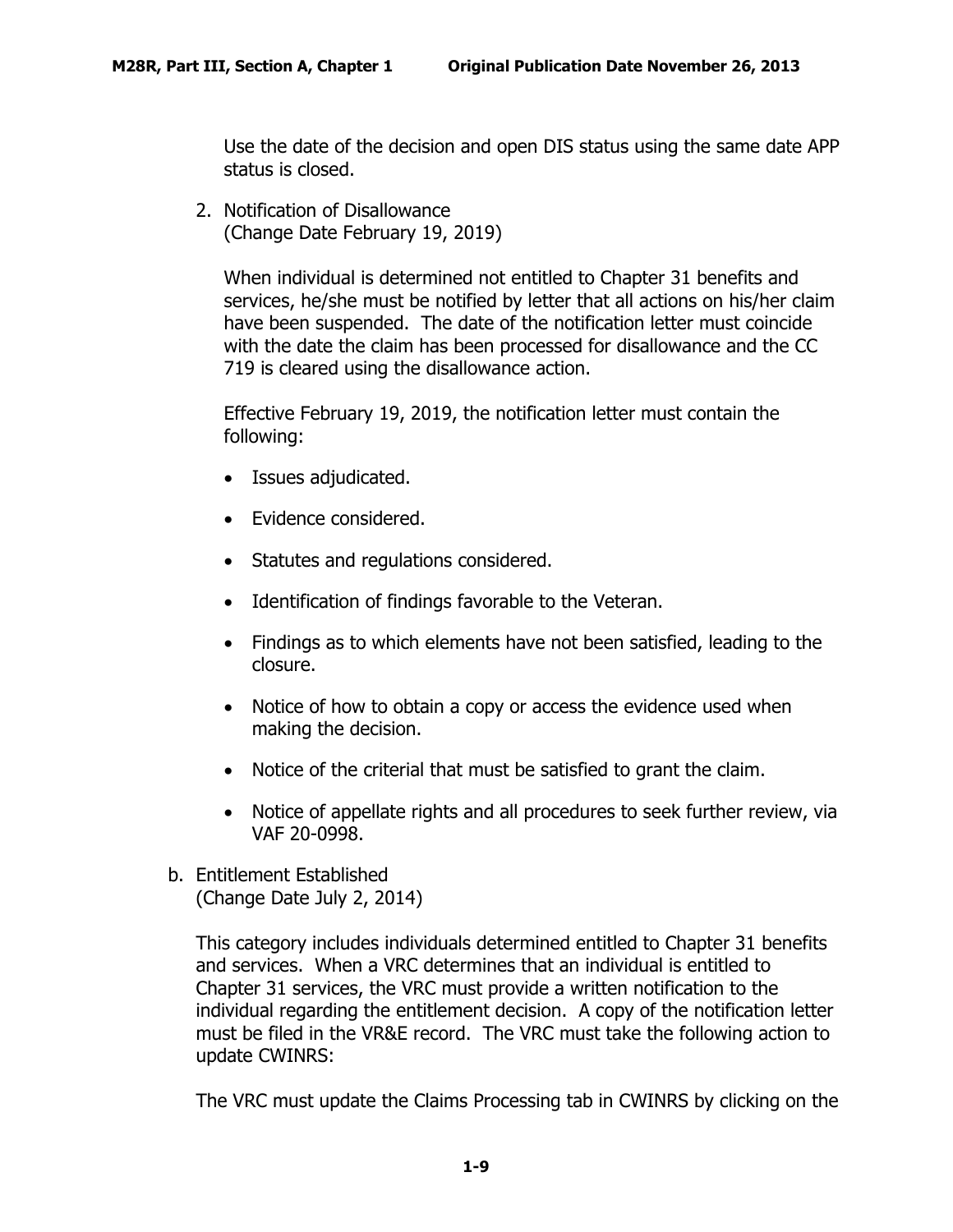Use the date of the decision and open DIS status using the same date APP status is closed.

2. Notification of Disallowance
(Change Date February 19, 2019)

When individual is determined not entitled to Chapter 31 benefits and services, he/she must be notified by letter that all actions on his/her claim have been suspended. The date of the notification letter must coincide with the date the claim has been processed for disallowance and the CC 719 is cleared using the disallowance action.

Effective February 19, 2019, the notification letter must contain the following:

- Issues adjudicated.
- Evidence considered.
- Statutes and regulations considered.
- Identification of findings favorable to the Veteran.
- Findings as to which elements have not been satisfied, leading to the closure.
- Notice of how to obtain a copy or access the evidence used when making the decision.
- Notice of the criterial that must be satisfied to grant the claim.
- Notice of appellate rights and all procedures to seek further review, via VAF 20-0998.

b. Entitlement Established
(Change Date July 2, 2014)

This category includes individuals determined entitled to Chapter 31 benefits and services. When a VRC determines that an individual is entitled to Chapter 31 services, the VRC must provide a written notification to the individual regarding the entitlement decision. A copy of the notification letter must be filed in the VR&E record. The VRC must take the following action to update CWINRS:

The VRC must update the Claims Processing tab in CWINRS by clicking on the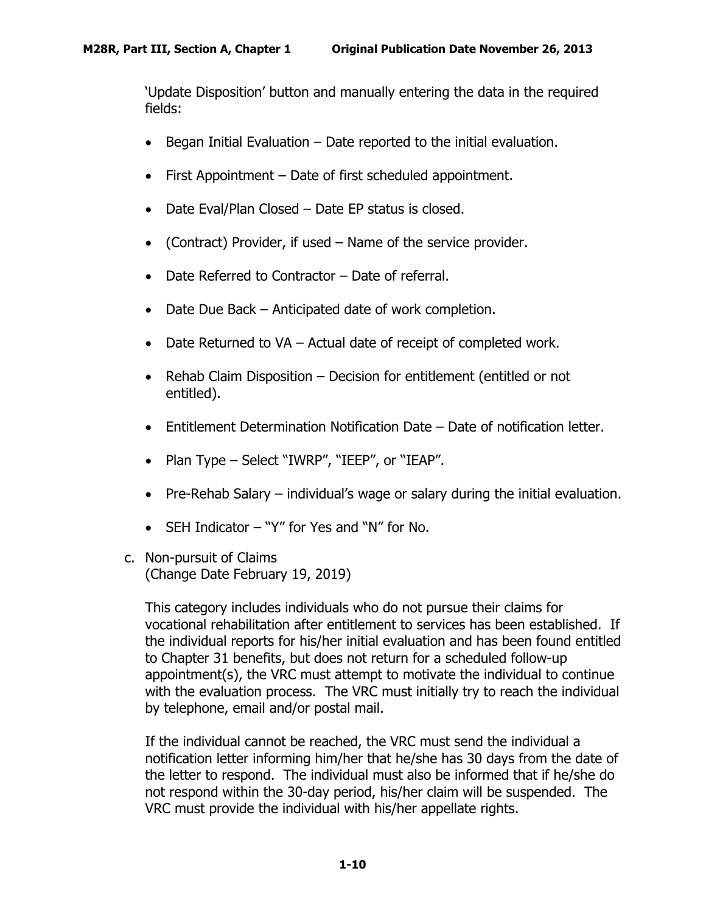'Update Disposition' button and manually entering the data in the required fields:

- Began Initial Evaluation – Date reported to the initial evaluation.
- First Appointment – Date of first scheduled appointment.
- Date Eval/Plan Closed – Date EP status is closed.
- (Contract) Provider, if used – Name of the service provider.
- Date Referred to Contractor – Date of referral.
- Date Due Back – Anticipated date of work completion.
- Date Returned to VA – Actual date of receipt of completed work.
- Rehab Claim Disposition – Decision for entitlement (entitled or not entitled).
- Entitlement Determination Notification Date – Date of notification letter.
- Plan Type – Select "IWRP", "IEEP", or "IEAP".
- Pre-Rehab Salary – individual's wage or salary during the initial evaluation.
- SEH Indicator – "Y" for Yes and "N" for No.

c. Non-pursuit of Claims
(Change Date February 19, 2019)

This category includes individuals who do not pursue their claims for vocational rehabilitation after entitlement to services has been established. If the individual reports for his/her initial evaluation and has been found entitled to Chapter 31 benefits, but does not return for a scheduled follow-up appointment(s), the VRC must attempt to motivate the individual to continue with the evaluation process. The VRC must initially try to reach the individual by telephone, email and/or postal mail.

If the individual cannot be reached, the VRC must send the individual a notification letter informing him/her that he/she has 30 days from the date of the letter to respond. The individual must also be informed that if he/she do not respond within the 30-day period, his/her claim will be suspended. The VRC must provide the individual with his/her appellate rights.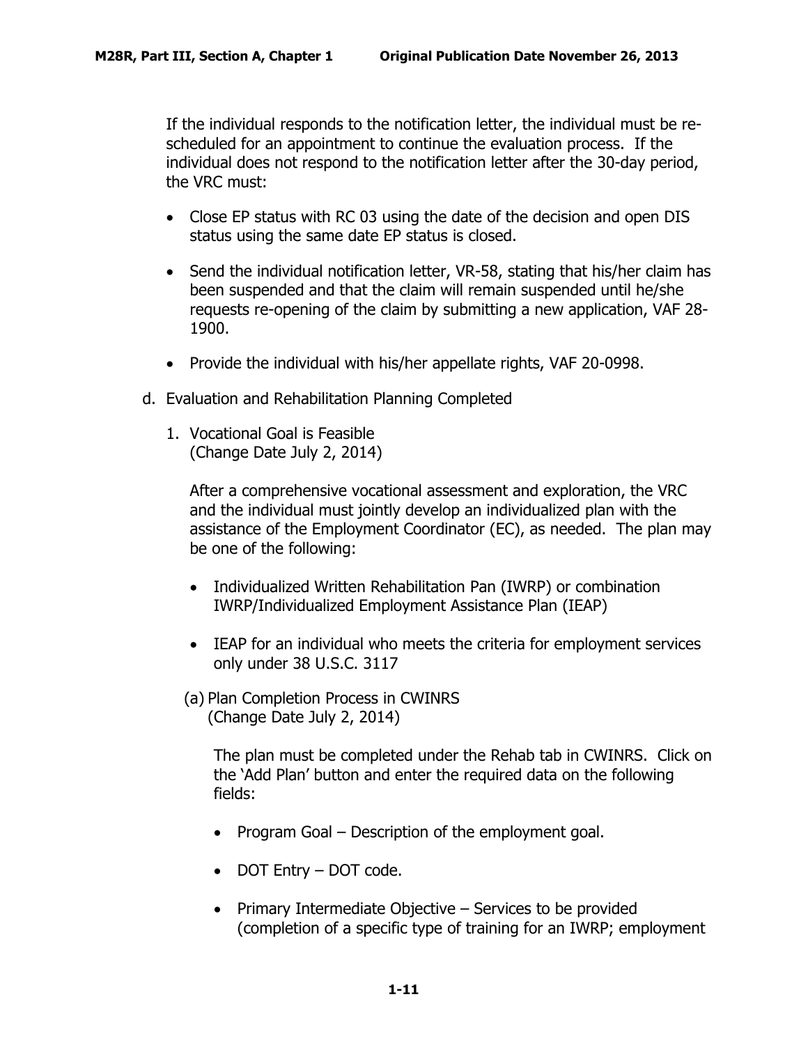If the individual responds to the notification letter, the individual must be re-scheduled for an appointment to continue the evaluation process. If the individual does not respond to the notification letter after the 30-day period, the VRC must:

- Close EP status with RC 03 using the date of the decision and open DIS status using the same date EP status is closed.
- Send the individual notification letter, VR-58, stating that his/her claim has been suspended and that the claim will remain suspended until he/she requests re-opening of the claim by submitting a new application, VAF 28-1900.
- Provide the individual with his/her appellate rights, VAF 20-0998.

d. Evaluation and Rehabilitation Planning Completed

1. Vocational Goal is Feasible
   (Change Date July 2, 2014)

   After a comprehensive vocational assessment and exploration, the VRC and the individual must jointly develop an individualized plan with the assistance of the Employment Coordinator (EC), as needed. The plan may be one of the following:

   - Individualized Written Rehabilitation Pan (IWRP) or combination IWRP/Individualized Employment Assistance Plan (IEAP)
   - IEAP for an individual who meets the criteria for employment services only under 38 U.S.C. 3117

   (a) Plan Completion Process in CWINRS
   (Change Date July 2, 2014)

   The plan must be completed under the Rehab tab in CWINRS. Click on the 'Add Plan' button and enter the required data on the following fields:

   - Program Goal – Description of the employment goal.
   - DOT Entry – DOT code.
   - Primary Intermediate Objective – Services to be provided (completion of a specific type of training for an IWRP; employment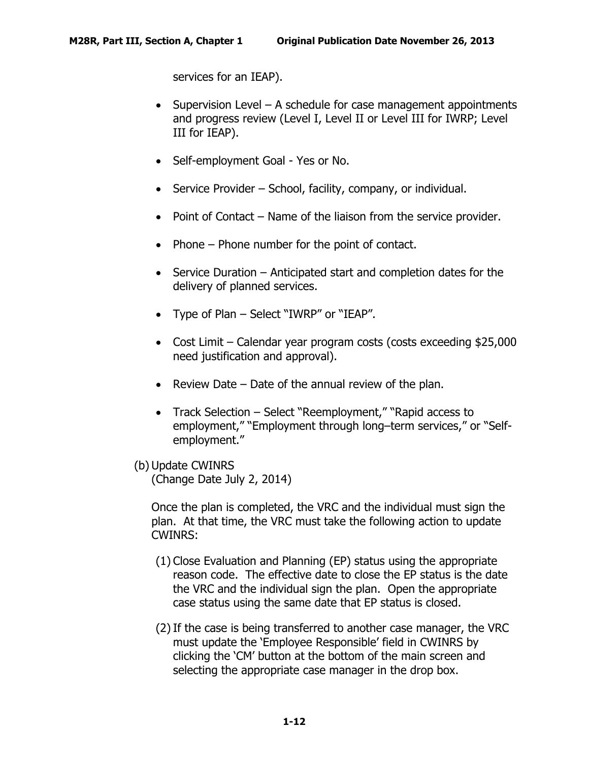services for an IEAP).

- Supervision Level – A schedule for case management appointments and progress review (Level I, Level II or Level III for IWRP; Level III for IEAP).

- Self-employment Goal - Yes or No.

- Service Provider – School, facility, company, or individual.

- Point of Contact – Name of the liaison from the service provider.

- Phone – Phone number for the point of contact.

- Service Duration – Anticipated start and completion dates for the delivery of planned services.

- Type of Plan – Select "IWRP" or "IEAP".

- Cost Limit – Calendar year program costs (costs exceeding $25,000 need justification and approval).

- Review Date – Date of the annual review of the plan.

- Track Selection – Select "Reemployment," "Rapid access to employment," "Employment through long–term services," or "Self-employment."

(b) Update CWINRS
(Change Date July 2, 2014)

Once the plan is completed, the VRC and the individual must sign the plan. At that time, the VRC must take the following action to update CWINRS:

(1) Close Evaluation and Planning (EP) status using the appropriate reason code. The effective date to close the EP status is the date the VRC and the individual sign the plan. Open the appropriate case status using the same date that EP status is closed.

(2) If the case is being transferred to another case manager, the VRC must update the 'Employee Responsible' field in CWINRS by clicking the 'CM' button at the bottom of the main screen and selecting the appropriate case manager in the drop box.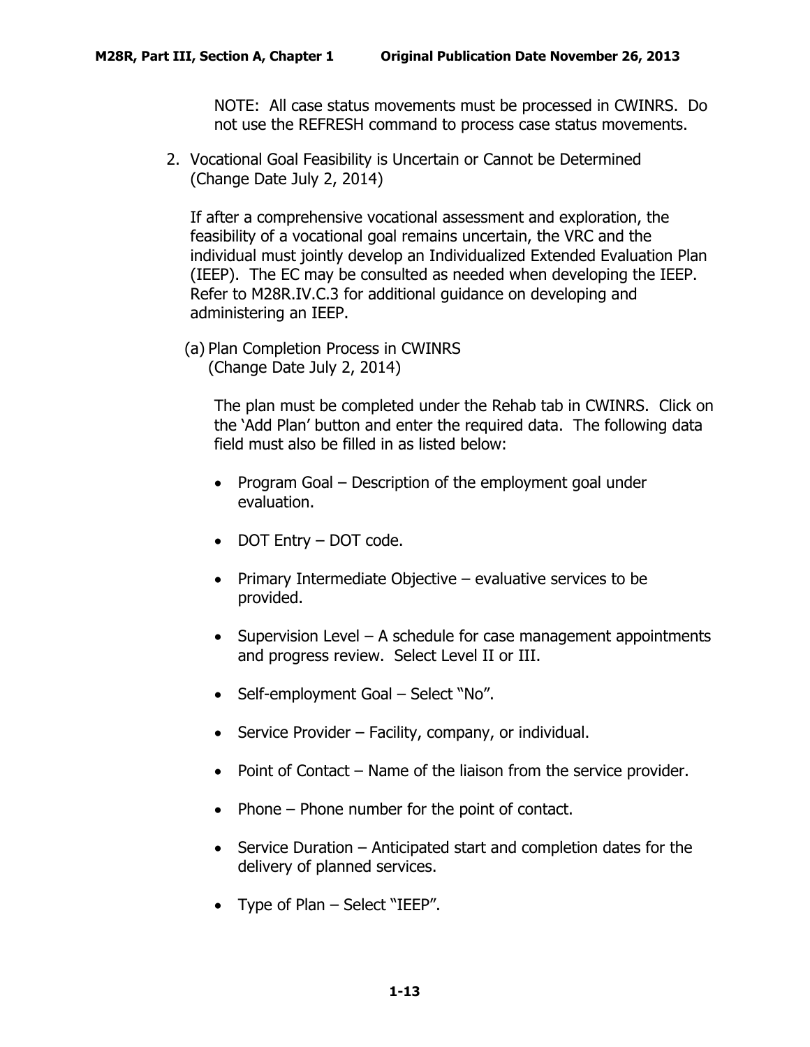NOTE: All case status movements must be processed in CWINRS. Do not use the REFRESH command to process case status movements.

2. Vocational Goal Feasibility is Uncertain or Cannot be Determined (Change Date July 2, 2014)

   If after a comprehensive vocational assessment and exploration, the feasibility of a vocational goal remains uncertain, the VRC and the individual must jointly develop an Individualized Extended Evaluation Plan (IEEP). The EC may be consulted as needed when developing the IEEP. Refer to M28R.IV.C.3 for additional guidance on developing and administering an IEEP.

   (a) Plan Completion Process in CWINRS (Change Date July 2, 2014)

   The plan must be completed under the Rehab tab in CWINRS. Click on the 'Add Plan' button and enter the required data. The following data field must also be filled in as listed below:

   - Program Goal – Description of the employment goal under evaluation.
   - DOT Entry – DOT code.
   - Primary Intermediate Objective – evaluative services to be provided.
   - Supervision Level – A schedule for case management appointments and progress review. Select Level II or III.
   - Self-employment Goal – Select "No".
   - Service Provider – Facility, company, or individual.
   - Point of Contact – Name of the liaison from the service provider.
   - Phone – Phone number for the point of contact.
   - Service Duration – Anticipated start and completion dates for the delivery of planned services.
   - Type of Plan – Select "IEEP".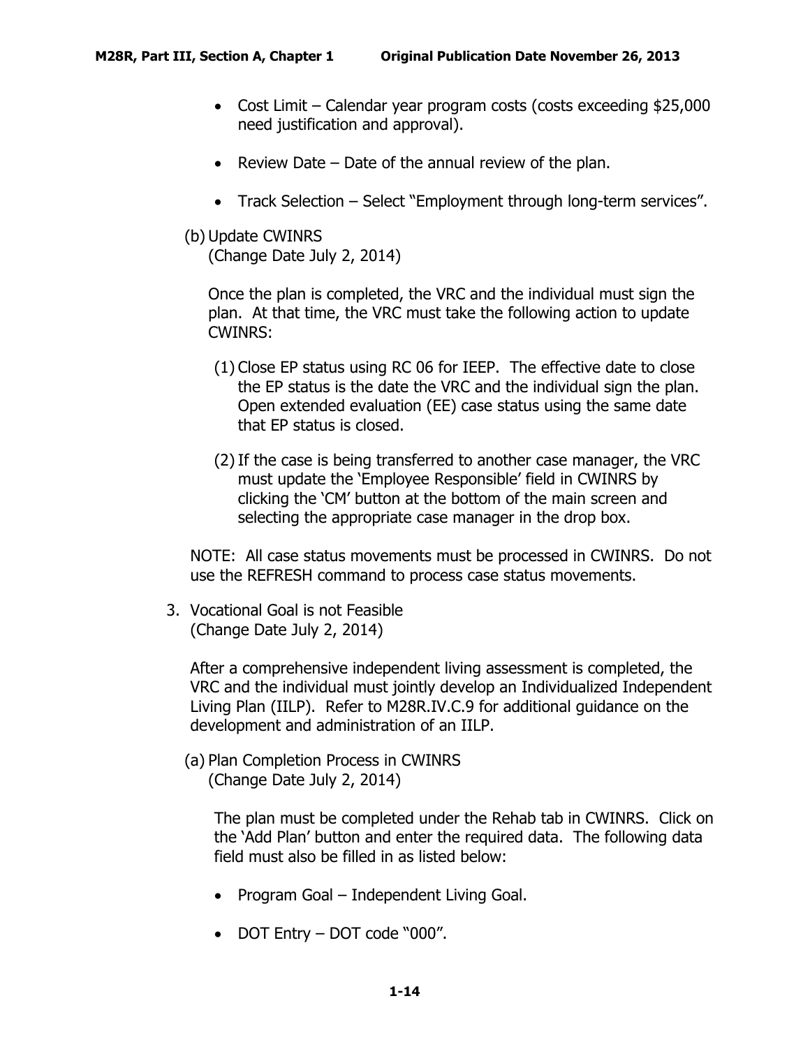- Cost Limit – Calendar year program costs (costs exceeding $25,000 need justification and approval).

- Review Date – Date of the annual review of the plan.

- Track Selection – Select "Employment through long-term services".

(b) Update CWINRS
(Change Date July 2, 2014)

Once the plan is completed, the VRC and the individual must sign the plan. At that time, the VRC must take the following action to update CWINRS:

(1) Close EP status using RC 06 for IEEP. The effective date to close the EP status is the date the VRC and the individual sign the plan. Open extended evaluation (EE) case status using the same date that EP status is closed.

(2) If the case is being transferred to another case manager, the VRC must update the 'Employee Responsible' field in CWINRS by clicking the 'CM' button at the bottom of the main screen and selecting the appropriate case manager in the drop box.

NOTE: All case status movements must be processed in CWINRS. Do not use the REFRESH command to process case status movements.

3. Vocational Goal is not Feasible
(Change Date July 2, 2014)

After a comprehensive independent living assessment is completed, the VRC and the individual must jointly develop an Individualized Independent Living Plan (IILP). Refer to M28R.IV.C.9 for additional guidance on the development and administration of an IILP.

(a) Plan Completion Process in CWINRS
(Change Date July 2, 2014)

The plan must be completed under the Rehab tab in CWINRS. Click on the 'Add Plan' button and enter the required data. The following data field must also be filled in as listed below:

- Program Goal – Independent Living Goal.

- DOT Entry – DOT code "000".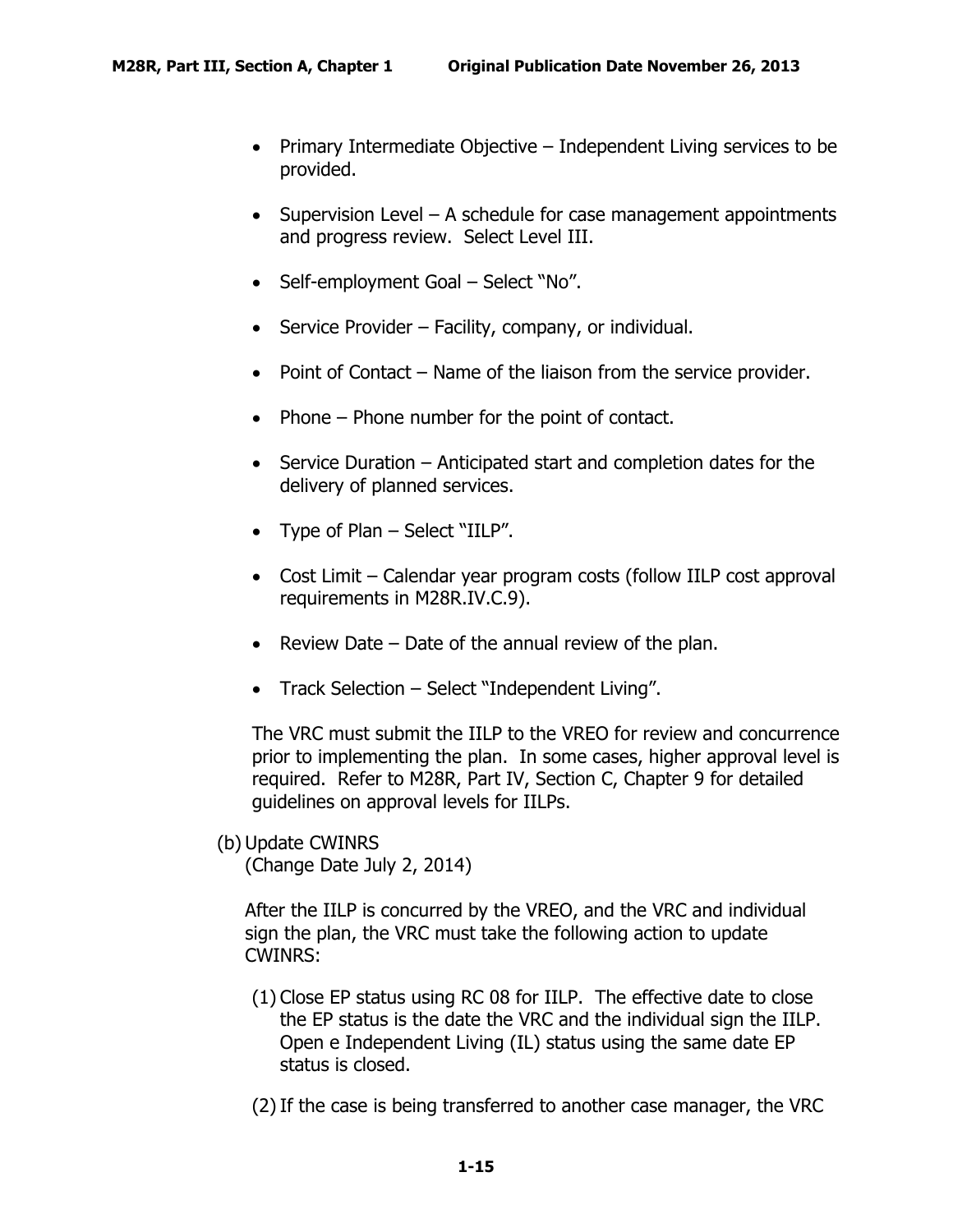- Primary Intermediate Objective – Independent Living services to be provided.

- Supervision Level – A schedule for case management appointments and progress review. Select Level III.

- Self-employment Goal – Select "No".

- Service Provider – Facility, company, or individual.

- Point of Contact – Name of the liaison from the service provider.

- Phone – Phone number for the point of contact.

- Service Duration – Anticipated start and completion dates for the delivery of planned services.

- Type of Plan – Select "IILP".

- Cost Limit – Calendar year program costs (follow IILP cost approval requirements in M28R.IV.C.9).

- Review Date – Date of the annual review of the plan.

- Track Selection – Select "Independent Living".

The VRC must submit the IILP to the VREO for review and concurrence prior to implementing the plan. In some cases, higher approval level is required. Refer to M28R, Part IV, Section C, Chapter 9 for detailed guidelines on approval levels for IILPs.

(b) Update CWINRS
(Change Date July 2, 2014)

After the IILP is concurred by the VREO, and the VRC and individual sign the plan, the VRC must take the following action to update CWINRS:

(1) Close EP status using RC 08 for IILP. The effective date to close the EP status is the date the VRC and the individual sign the IILP. Open e Independent Living (IL) status using the same date EP status is closed.

(2) If the case is being transferred to another case manager, the VRC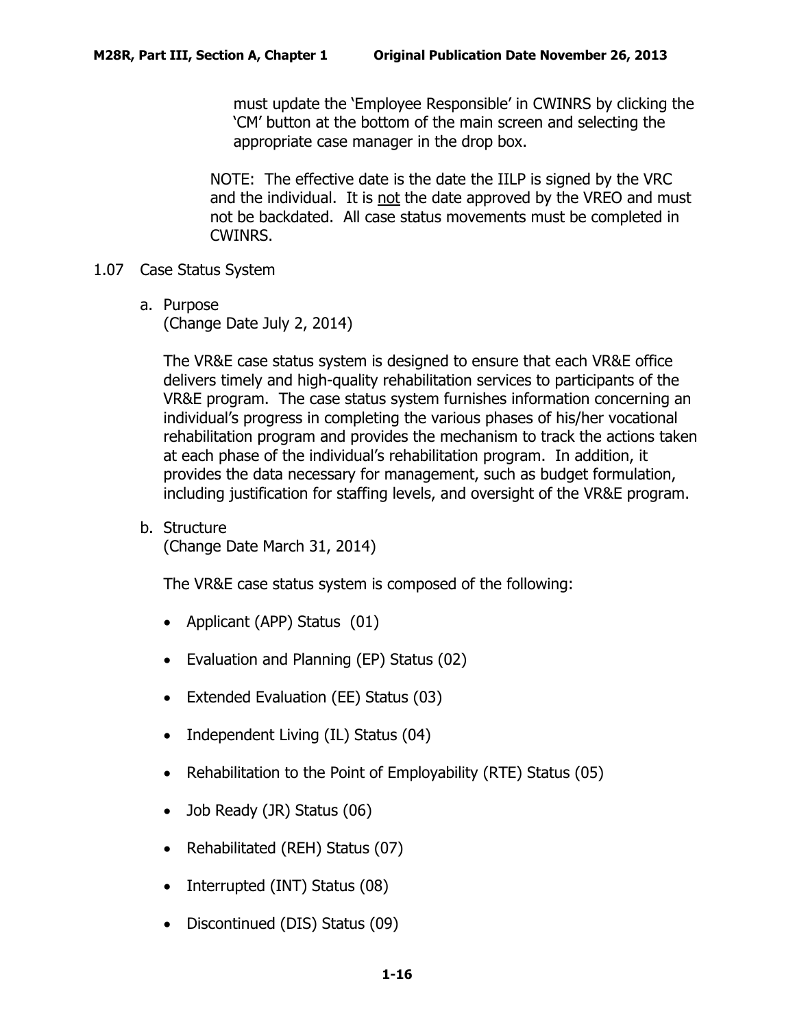must update the 'Employee Responsible' in CWINRS by clicking the 'CM' button at the bottom of the main screen and selecting the appropriate case manager in the drop box.

NOTE: The effective date is the date the IILP is signed by the VRC and the individual. It is not the date approved by the VREO and must not be backdated. All case status movements must be completed in CWINRS.

## 1.07 Case Status System

### a. Purpose
(Change Date July 2, 2014)

The VR&E case status system is designed to ensure that each VR&E office delivers timely and high-quality rehabilitation services to participants of the VR&E program. The case status system furnishes information concerning an individual's progress in completing the various phases of his/her vocational rehabilitation program and provides the mechanism to track the actions taken at each phase of the individual's rehabilitation program. In addition, it provides the data necessary for management, such as budget formulation, including justification for staffing levels, and oversight of the VR&E program.

### b. Structure
(Change Date March 31, 2014)

The VR&E case status system is composed of the following:

- Applicant (APP) Status (01)
- Evaluation and Planning (EP) Status (02)
- Extended Evaluation (EE) Status (03)
- Independent Living (IL) Status (04)
- Rehabilitation to the Point of Employability (RTE) Status (05)
- Job Ready (JR) Status (06)
- Rehabilitated (REH) Status (07)
- Interrupted (INT) Status (08)
- Discontinued (DIS) Status (09)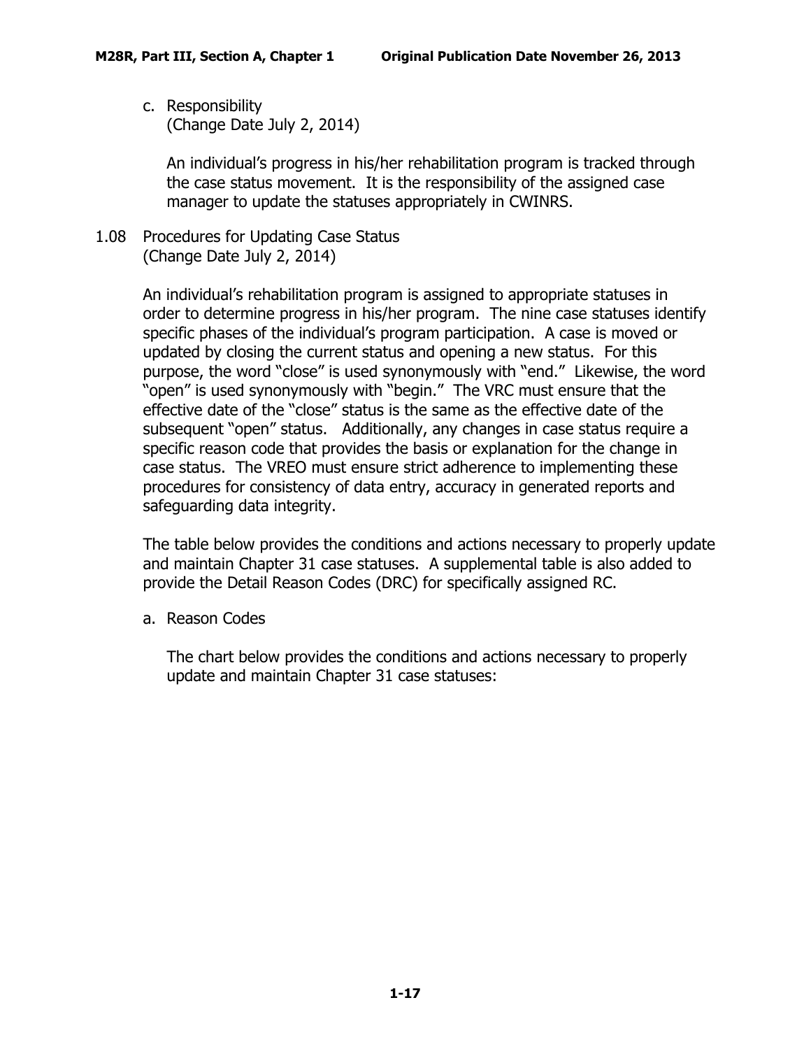c. Responsibility
(Change Date July 2, 2014)

An individual's progress in his/her rehabilitation program is tracked through the case status movement. It is the responsibility of the assigned case manager to update the statuses appropriately in CWINRS.

## 1.08 Procedures for Updating Case Status
(Change Date July 2, 2014)

An individual's rehabilitation program is assigned to appropriate statuses in order to determine progress in his/her program. The nine case statuses identify specific phases of the individual's program participation. A case is moved or updated by closing the current status and opening a new status. For this purpose, the word "close" is used synonymously with "end." Likewise, the word "open" is used synonymously with "begin." The VRC must ensure that the effective date of the "close" status is the same as the effective date of the subsequent "open" status. Additionally, any changes in case status require a specific reason code that provides the basis or explanation for the change in case status. The VREO must ensure strict adherence to implementing these procedures for consistency of data entry, accuracy in generated reports and safeguarding data integrity.

The table below provides the conditions and actions necessary to properly update and maintain Chapter 31 case statuses. A supplemental table is also added to provide the Detail Reason Codes (DRC) for specifically assigned RC.

a. Reason Codes

The chart below provides the conditions and actions necessary to properly update and maintain Chapter 31 case statuses: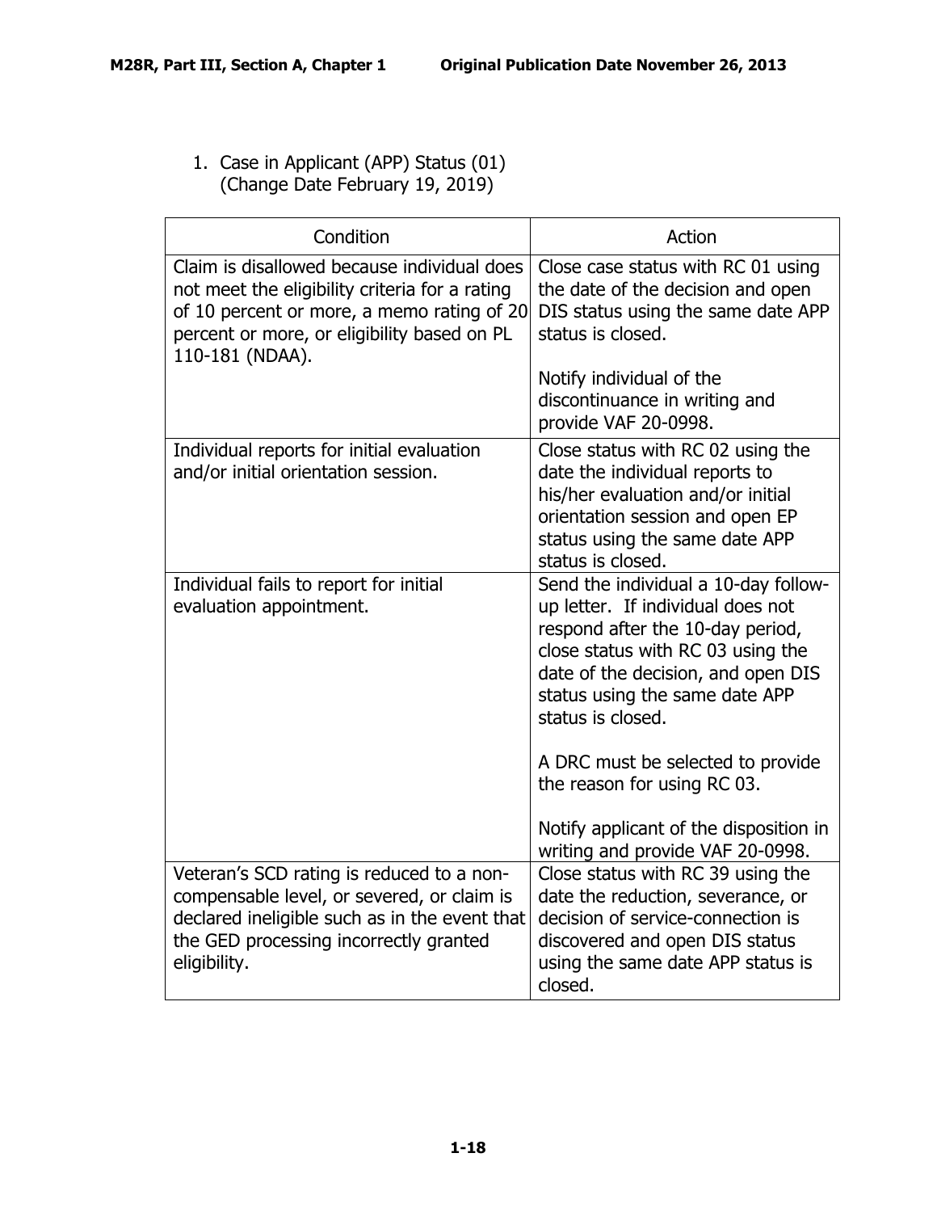1. Case in Applicant (APP) Status (01)
   (Change Date February 19, 2019)

| Condition | Action |
| --- | --- |
| Claim is disallowed because individual does not meet the eligibility criteria for a rating of 10 percent or more, a memo rating of 20 percent or more, or eligibility based on PL 110-181 (NDAA). | Close case status with RC 01 using the date of the decision and open DIS status using the same date APP status is closed.<br><br>Notify individual of the discontinuance in writing and provide VAF 20-0998. |
| Individual reports for initial evaluation and/or initial orientation session. | Close status with RC 02 using the date the individual reports to his/her evaluation and/or initial orientation session and open EP status using the same date APP status is closed. |
| Individual fails to report for initial evaluation appointment. | Send the individual a 10-day follow-up letter. If individual does not respond after the 10-day period, close status with RC 03 using the date of the decision, and open DIS status using the same date APP status is closed.<br><br>A DRC must be selected to provide the reason for using RC 03.<br><br>Notify applicant of the disposition in writing and provide VAF 20-0998. |
| Veteran's SCD rating is reduced to a non-compensable level, or severed, or claim is declared ineligible such as in the event that the GED processing incorrectly granted eligibility. | Close status with RC 39 using the date the reduction, severance, or decision of service-connection is discovered and open DIS status using the same date APP status is closed. |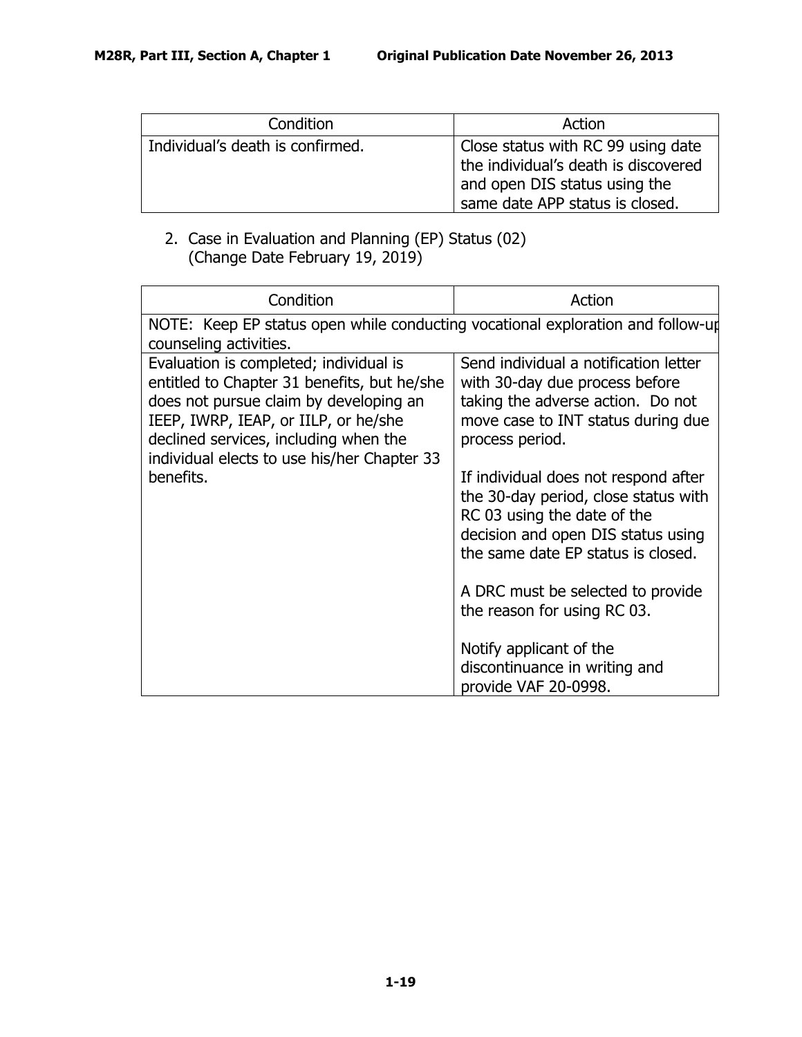| Condition | Action |
| --- | --- |
| Individual's death is confirmed. | Close status with RC 99 using date the individual's death is discovered and open DIS status using the same date APP status is closed. |

2. Case in Evaluation and Planning (EP) Status (02)
   (Change Date February 19, 2019)

| Condition | Action |
| --- | --- |
| NOTE: Keep EP status open while conducting vocational exploration and follow-up counseling activities. | |
| Evaluation is completed; individual is entitled to Chapter 31 benefits, but he/she does not pursue claim by developing an IEEP, IWRP, IEAP, or IILP, or he/she declined services, including when the individual elects to use his/her Chapter 33 benefits. | Send individual a notification letter with 30-day due process before taking the adverse action. Do not move case to INT status during due process period.<br><br>If individual does not respond after the 30-day period, close status with RC 03 using the date of the decision and open DIS status using the same date EP status is closed.<br><br>A DRC must be selected to provide the reason for using RC 03.<br><br>Notify applicant of the discontinuance in writing and provide VAF 20-0998. |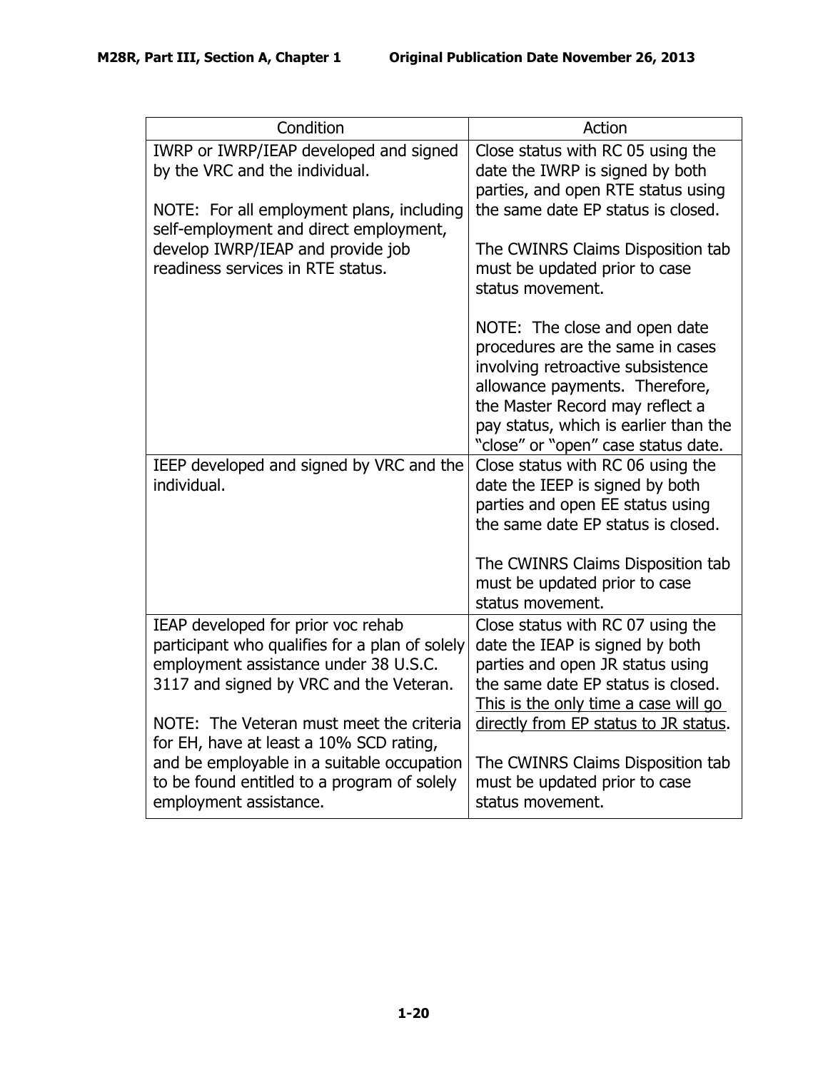| Condition | Action |
| --- | --- |
| IWRP or IWRP/IEAP developed and signed by the VRC and the individual.<br><br>NOTE: For all employment plans, including self-employment and direct employment, develop IWRP/IEAP and provide job readiness services in RTE status. | Close status with RC 05 using the date the IWRP is signed by both parties, and open RTE status using the same date EP status is closed.<br><br>The CWINRS Claims Disposition tab must be updated prior to case status movement.<br><br>NOTE: The close and open date procedures are the same in cases involving retroactive subsistence allowance payments. Therefore, the Master Record may reflect a pay status, which is earlier than the "close" or "open" case status date. |
| IEEP developed and signed by VRC and the individual. | Close status with RC 06 using the date the IEEP is signed by both parties and open EE status using the same date EP status is closed.<br><br>The CWINRS Claims Disposition tab must be updated prior to case status movement. |
| IEAP developed for prior voc rehab participant who qualifies for a plan of solely employment assistance under 38 U.S.C. 3117 and signed by VRC and the Veteran.<br><br>NOTE: The Veteran must meet the criteria for EH, have at least a 10% SCD rating, and be employable in a suitable occupation to be found entitled to a program of solely employment assistance. | Close status with RC 07 using the date the IEAP is signed by both parties and open JR status using the same date EP status is closed. <u>This is the only time a case will go directly from EP status to JR status</u>.<br><br>The CWINRS Claims Disposition tab must be updated prior to case status movement. |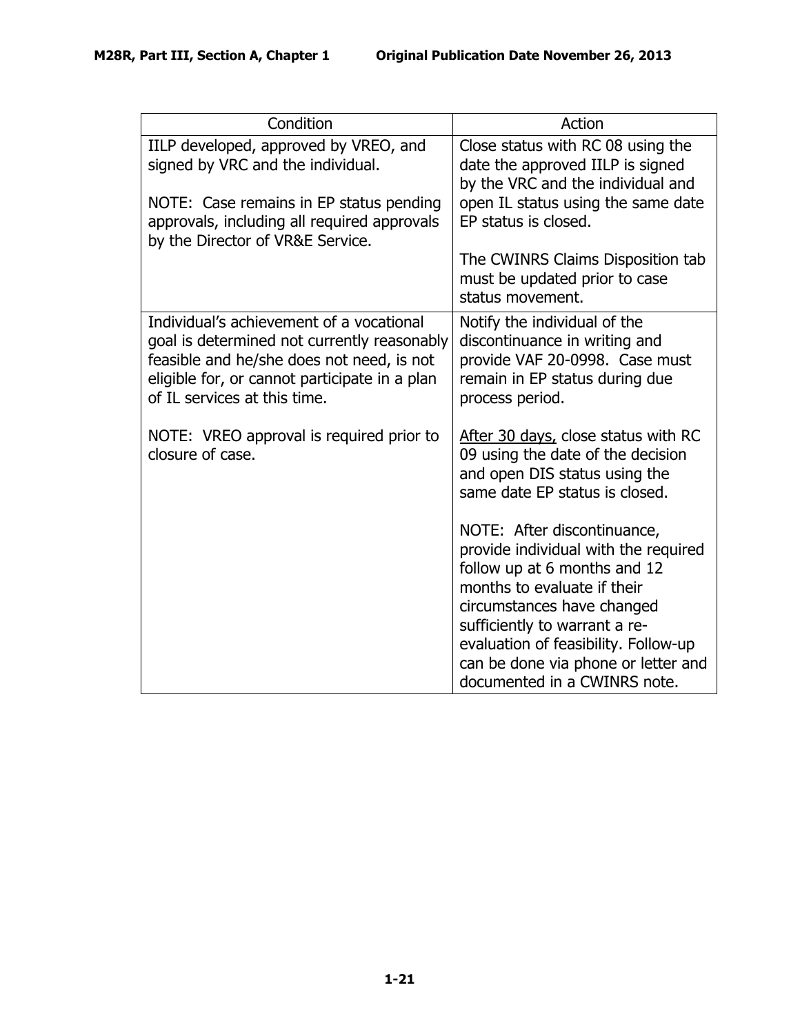| Condition | Action |
|---|---|
| IILP developed, approved by VREO, and signed by VRC and the individual.<br><br>NOTE: Case remains in EP status pending approvals, including all required approvals by the Director of VR&E Service. | Close status with RC 08 using the date the approved IILP is signed by the VRC and the individual and open IL status using the same date EP status is closed.<br><br>The CWINRS Claims Disposition tab must be updated prior to case status movement. |
| Individual's achievement of a vocational goal is determined not currently reasonably feasible and he/she does not need, is not eligible for, or cannot participate in a plan of IL services at this time.<br><br>NOTE: VREO approval is required prior to closure of case. | Notify the individual of the discontinuance in writing and provide VAF 20-0998. Case must remain in EP status during due process period.<br><br><u>After 30 days,</u> close status with RC 09 using the date of the decision and open DIS status using the same date EP status is closed.<br><br>NOTE: After discontinuance, provide individual with the required follow up at 6 months and 12 months to evaluate if their circumstances have changed sufficiently to warrant a re-evaluation of feasibility. Follow-up can be done via phone or letter and documented in a CWINRS note. |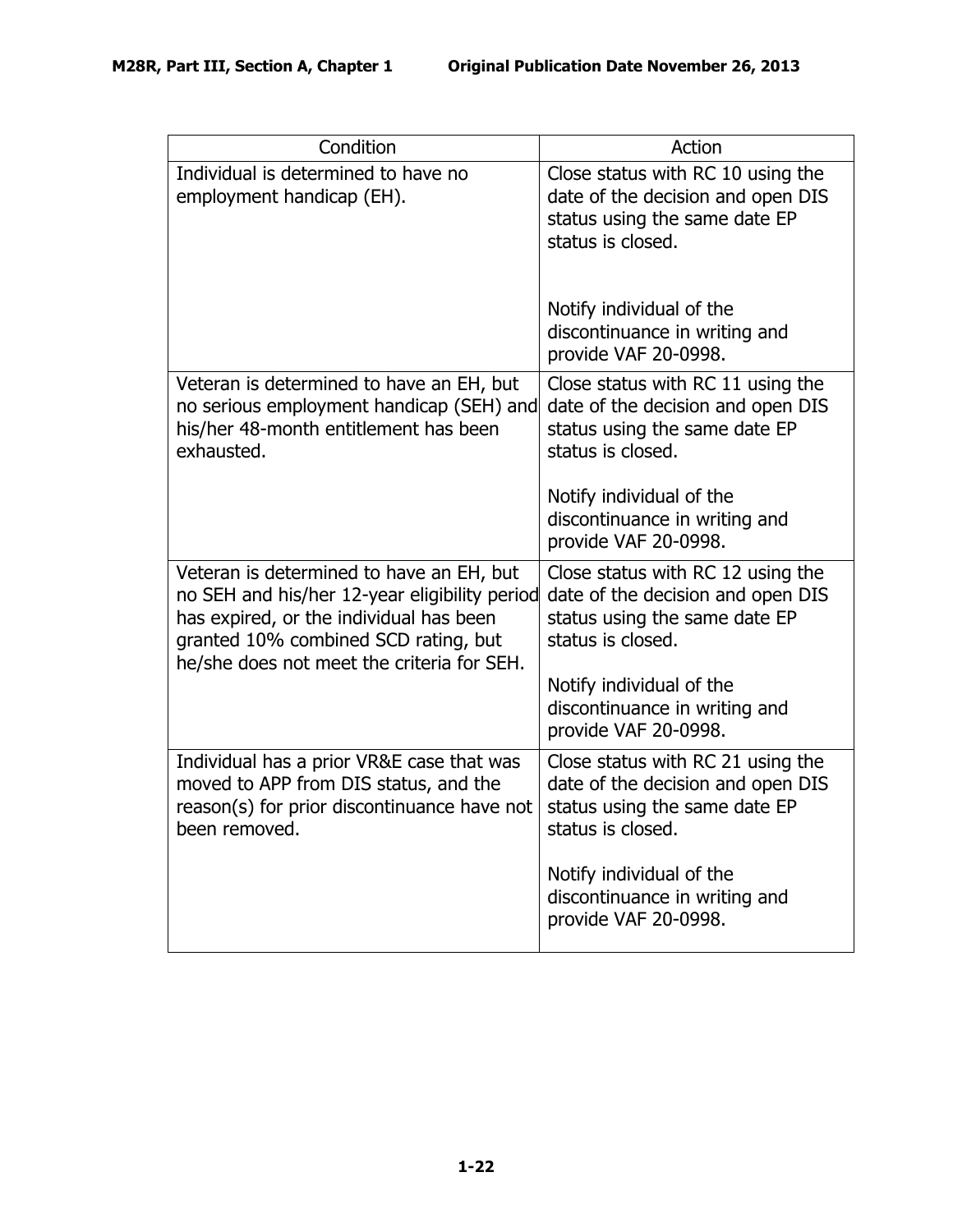| Condition | Action |
|---|---|
| Individual is determined to have no employment handicap (EH). | Close status with RC 10 using the date of the decision and open DIS status using the same date EP status is closed.<br><br>Notify individual of the discontinuance in writing and provide VAF 20-0998. |
| Veteran is determined to have an EH, but no serious employment handicap (SEH) and his/her 48-month entitlement has been exhausted. | Close status with RC 11 using the date of the decision and open DIS status using the same date EP status is closed.<br><br>Notify individual of the discontinuance in writing and provide VAF 20-0998. |
| Veteran is determined to have an EH, but no SEH and his/her 12-year eligibility period has expired, or the individual has been granted 10% combined SCD rating, but he/she does not meet the criteria for SEH. | Close status with RC 12 using the date of the decision and open DIS status using the same date EP status is closed.<br><br>Notify individual of the discontinuance in writing and provide VAF 20-0998. |
| Individual has a prior VR&E case that was moved to APP from DIS status, and the reason(s) for prior discontinuance have not been removed. | Close status with RC 21 using the date of the decision and open DIS status using the same date EP status is closed.<br><br>Notify individual of the discontinuance in writing and provide VAF 20-0998. |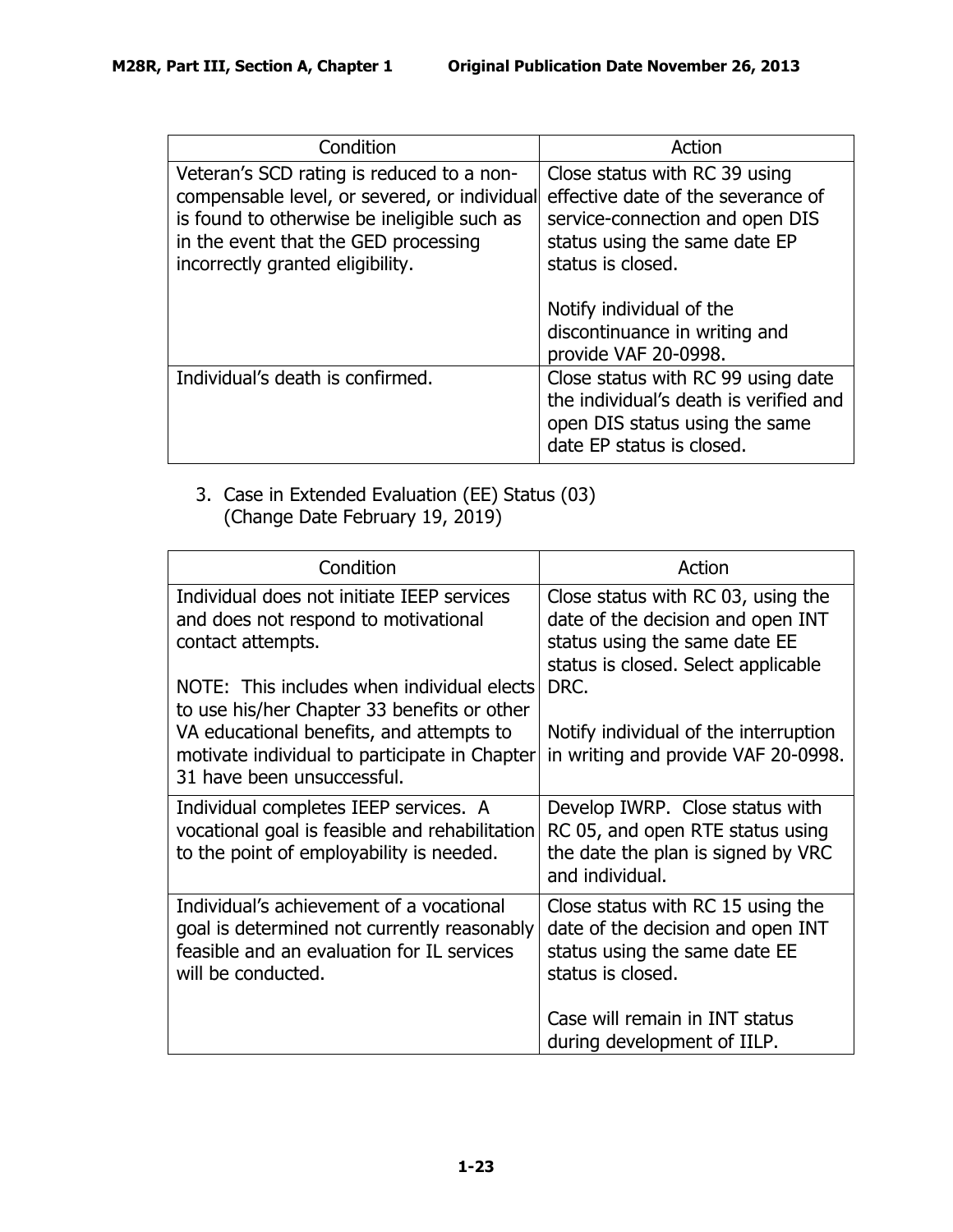| Condition | Action |
| --- | --- |
| Veteran's SCD rating is reduced to a non-compensable level, or severed, or individual is found to otherwise be ineligible such as in the event that the GED processing incorrectly granted eligibility. | Close status with RC 39 using effective date of the severance of service-connection and open DIS status using the same date EP status is closed.<br><br>Notify individual of the discontinuance in writing and provide VAF 20-0998. |
| Individual's death is confirmed. | Close status with RC 99 using date the individual's death is verified and open DIS status using the same date EP status is closed. |

3. Case in Extended Evaluation (EE) Status (03)
   (Change Date February 19, 2019)

| Condition | Action |
| --- | --- |
| Individual does not initiate IEEP services and does not respond to motivational contact attempts.<br><br>NOTE: This includes when individual elects to use his/her Chapter 33 benefits or other VA educational benefits, and attempts to motivate individual to participate in Chapter 31 have been unsuccessful. | Close status with RC 03, using the date of the decision and open INT status using the same date EE status is closed. Select applicable DRC.<br><br>Notify individual of the interruption in writing and provide VAF 20-0998. |
| Individual completes IEEP services. A vocational goal is feasible and rehabilitation to the point of employability is needed. | Develop IWRP. Close status with RC 05, and open RTE status using the date the plan is signed by VRC and individual. |
| Individual's achievement of a vocational goal is determined not currently reasonably feasible and an evaluation for IL services will be conducted. | Close status with RC 15 using the date of the decision and open INT status using the same date EE status is closed.<br><br>Case will remain in INT status during development of IILP. |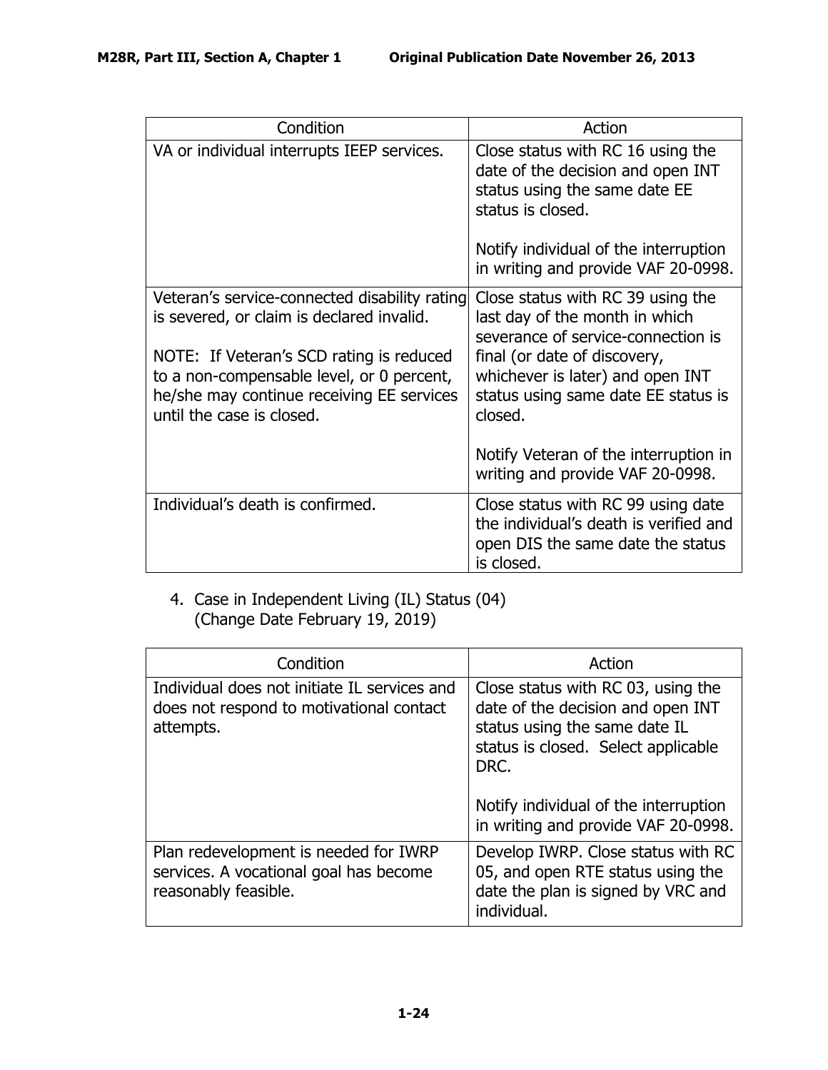| Condition | Action |
| --- | --- |
| VA or individual interrupts IEEP services. | Close status with RC 16 using the date of the decision and open INT status using the same date EE status is closed.<br><br>Notify individual of the interruption in writing and provide VAF 20-0998. |
| Veteran's service-connected disability rating is severed, or claim is declared invalid.<br><br>NOTE: If Veteran's SCD rating is reduced to a non-compensable level, or 0 percent, he/she may continue receiving EE services until the case is closed. | Close status with RC 39 using the last day of the month in which severance of service-connection is final (or date of discovery, whichever is later) and open INT status using same date EE status is closed.<br><br>Notify Veteran of the interruption in writing and provide VAF 20-0998. |
| Individual's death is confirmed. | Close status with RC 99 using date the individual's death is verified and open DIS the same date the status is closed. |

4. Case in Independent Living (IL) Status (04)
   (Change Date February 19, 2019)

| Condition | Action |
| --- | --- |
| Individual does not initiate IL services and does not respond to motivational contact attempts. | Close status with RC 03, using the date of the decision and open INT status using the same date IL status is closed. Select applicable DRC.<br><br>Notify individual of the interruption in writing and provide VAF 20-0998. |
| Plan redevelopment is needed for IWRP services. A vocational goal has become reasonably feasible. | Develop IWRP. Close status with RC 05, and open RTE status using the date the plan is signed by VRC and individual. |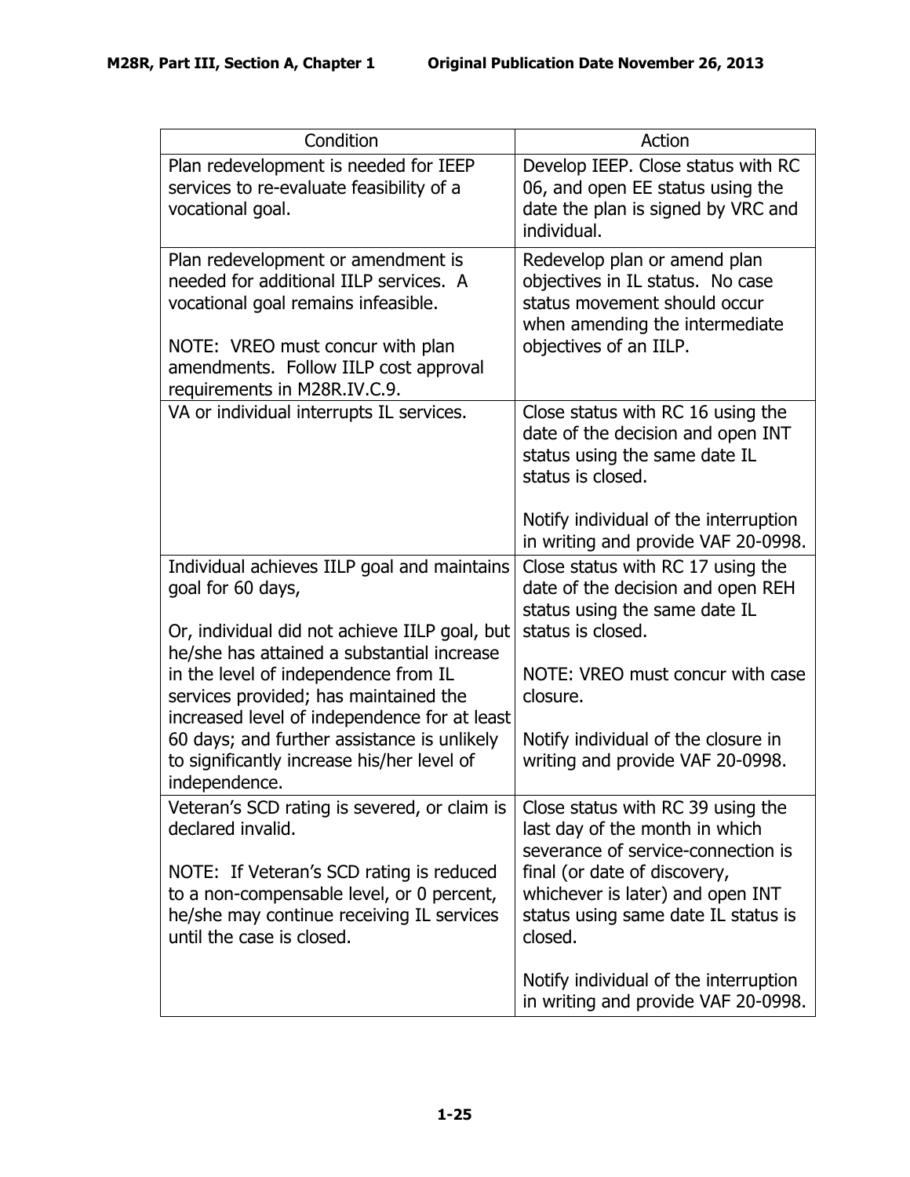| Condition | Action |
|---|---|
| Plan redevelopment is needed for IEEP services to re-evaluate feasibility of a vocational goal. | Develop IEEP. Close status with RC 06, and open EE status using the date the plan is signed by VRC and individual. |
| Plan redevelopment or amendment is needed for additional IILP services. A vocational goal remains infeasible.<br><br>NOTE: VREO must concur with plan amendments. Follow IILP cost approval requirements in M28R.IV.C.9. | Redevelop plan or amend plan objectives in IL status. No case status movement should occur when amending the intermediate objectives of an IILP. |
| VA or individual interrupts IL services. | Close status with RC 16 using the date of the decision and open INT status using the same date IL status is closed.<br><br>Notify individual of the interruption in writing and provide VAF 20-0998. |
| Individual achieves IILP goal and maintains goal for 60 days,<br><br>Or, individual did not achieve IILP goal, but he/she has attained a substantial increase in the level of independence from IL services provided; has maintained the increased level of independence for at least 60 days; and further assistance is unlikely to significantly increase his/her level of independence. | Close status with RC 17 using the date of the decision and open REH status using the same date IL status is closed.<br><br>NOTE: VREO must concur with case closure.<br><br>Notify individual of the closure in writing and provide VAF 20-0998. |
| Veteran's SCD rating is severed, or claim is declared invalid.<br><br>NOTE: If Veteran's SCD rating is reduced to a non-compensable level, or 0 percent, he/she may continue receiving IL services until the case is closed. | Close status with RC 39 using the last day of the month in which severance of service-connection is final (or date of discovery, whichever is later) and open INT status using same date IL status is closed.<br><br>Notify individual of the interruption in writing and provide VAF 20-0998. |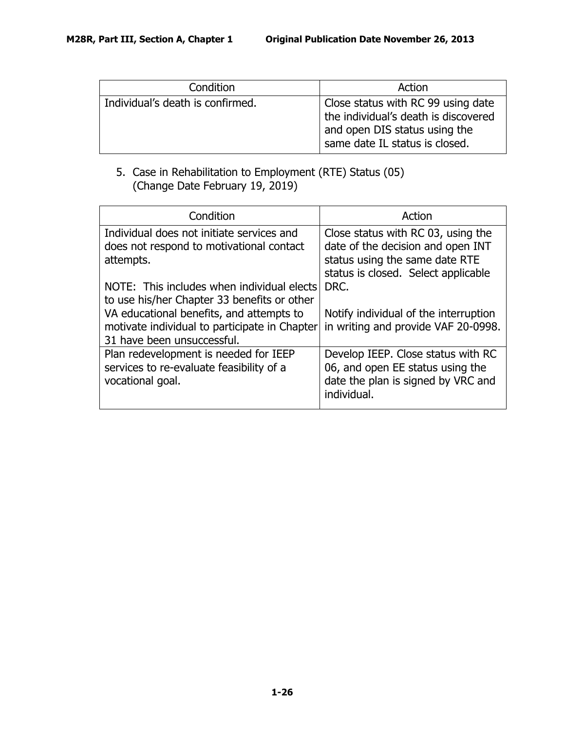| Condition | Action |
| --- | --- |
| Individual's death is confirmed. | Close status with RC 99 using date the individual's death is discovered and open DIS status using the same date IL status is closed. |

5. Case in Rehabilitation to Employment (RTE) Status (05)
   (Change Date February 19, 2019)

| Condition | Action |
| --- | --- |
| Individual does not initiate services and does not respond to motivational contact attempts.<br><br>NOTE: This includes when individual elects to use his/her Chapter 33 benefits or other VA educational benefits, and attempts to motivate individual to participate in Chapter 31 have been unsuccessful. | Close status with RC 03, using the date of the decision and open INT status using the same date RTE status is closed. Select applicable DRC.<br><br>Notify individual of the interruption in writing and provide VAF 20-0998. |
| Plan redevelopment is needed for IEEP services to re-evaluate feasibility of a vocational goal. | Develop IEEP. Close status with RC 06, and open EE status using the date the plan is signed by VRC and individual. |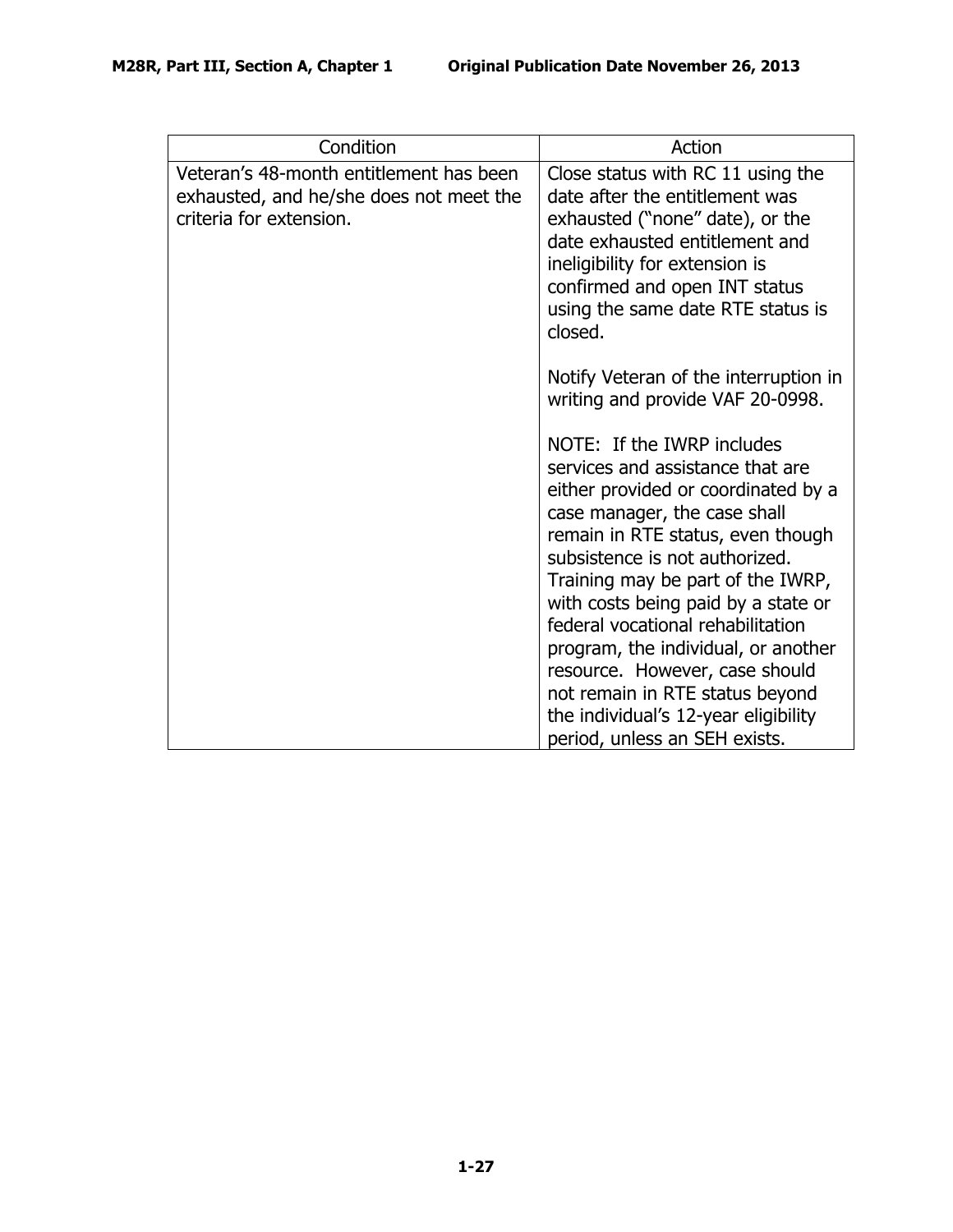| Condition | Action |
| --- | --- |
| Veteran’s 48-month entitlement has been exhausted, and he/she does not meet the criteria for extension. | Close status with RC 11 using the date after the entitlement was exhausted (“none” date), or the date exhausted entitlement and ineligibility for extension is confirmed and open INT status using the same date RTE status is closed.<br><br>Notify Veteran of the interruption in writing and provide VAF 20-0998.<br><br>NOTE: If the IWRP includes services and assistance that are either provided or coordinated by a case manager, the case shall remain in RTE status, even though subsistence is not authorized. Training may be part of the IWRP, with costs being paid by a state or federal vocational rehabilitation program, the individual, or another resource. However, case should not remain in RTE status beyond the individual’s 12-year eligibility period, unless an SEH exists. |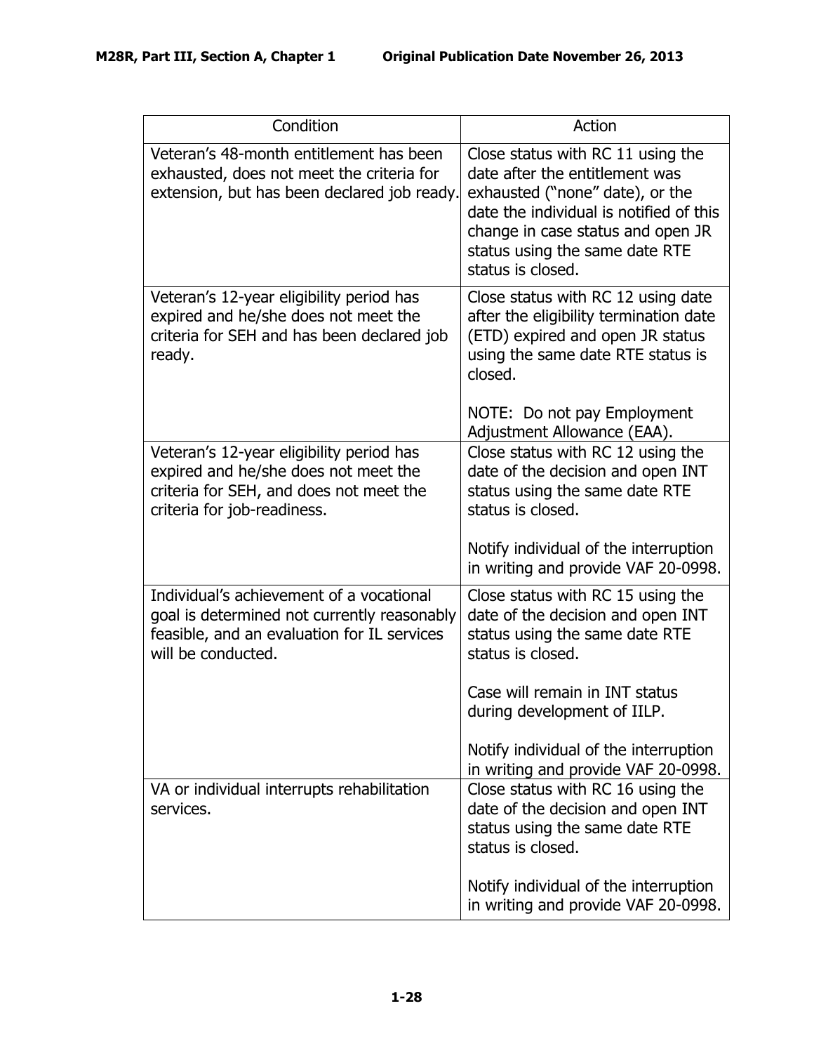| Condition | Action |
| --- | --- |
| Veteran's 48-month entitlement has been exhausted, does not meet the criteria for extension, but has been declared job ready. | Close status with RC 11 using the date after the entitlement was exhausted ("none" date), or the date the individual is notified of this change in case status and open JR status using the same date RTE status is closed. |
| Veteran's 12-year eligibility period has expired and he/she does not meet the criteria for SEH and has been declared job ready. | Close status with RC 12 using date after the eligibility termination date (ETD) expired and open JR status using the same date RTE status is closed.<br><br>NOTE: Do not pay Employment Adjustment Allowance (EAA). |
| Veteran's 12-year eligibility period has expired and he/she does not meet the criteria for SEH, and does not meet the criteria for job-readiness. | Close status with RC 12 using the date of the decision and open INT status using the same date RTE status is closed.<br><br>Notify individual of the interruption in writing and provide VAF 20-0998. |
| Individual's achievement of a vocational goal is determined not currently reasonably feasible, and an evaluation for IL services will be conducted. | Close status with RC 15 using the date of the decision and open INT status using the same date RTE status is closed.<br><br>Case will remain in INT status during development of IILP.<br><br>Notify individual of the interruption in writing and provide VAF 20-0998. |
| VA or individual interrupts rehabilitation services. | Close status with RC 16 using the date of the decision and open INT status using the same date RTE status is closed.<br><br>Notify individual of the interruption in writing and provide VAF 20-0998. |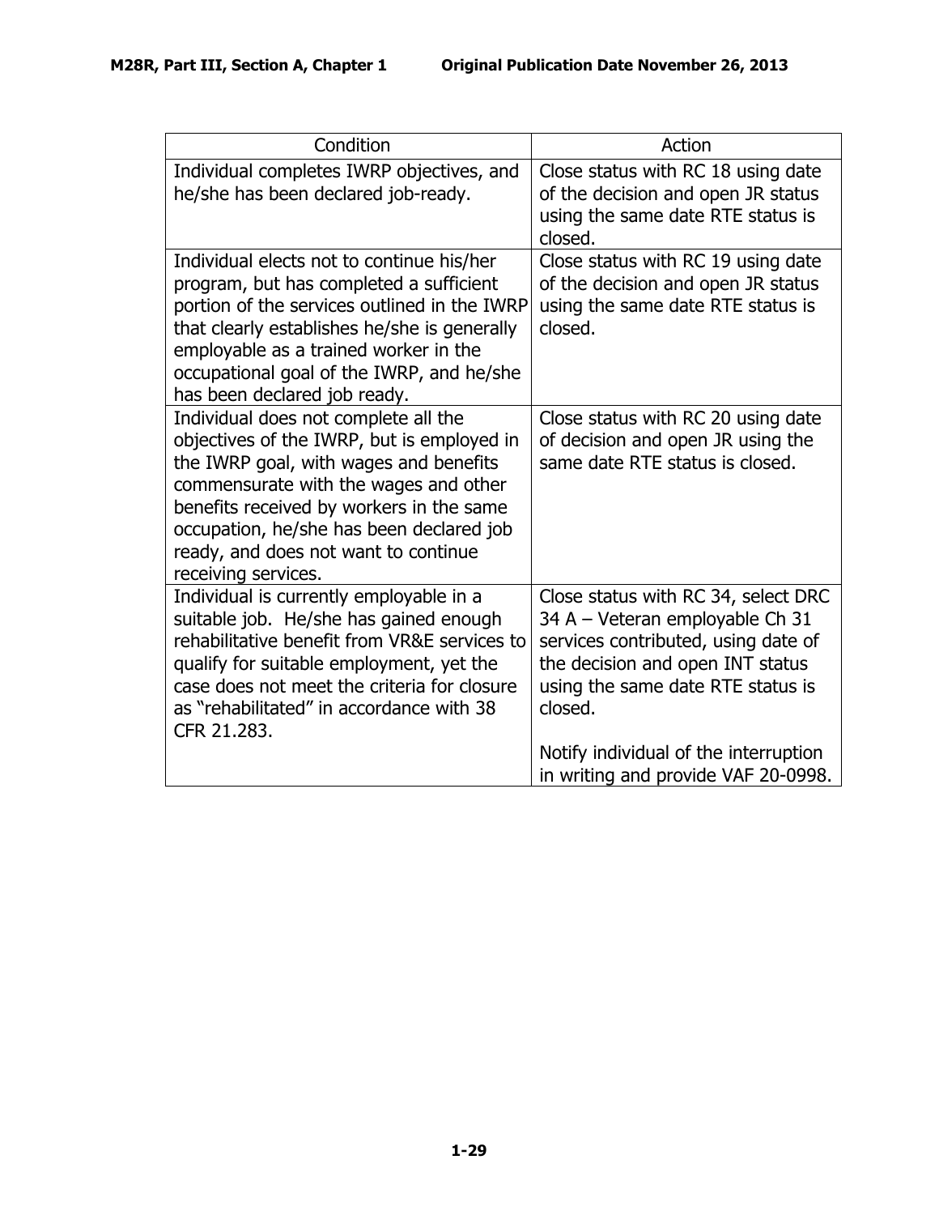| Condition | Action |
|---|---|
| Individual completes IWRP objectives, and he/she has been declared job-ready. | Close status with RC 18 using date of the decision and open JR status using the same date RTE status is closed. |
| Individual elects not to continue his/her program, but has completed a sufficient portion of the services outlined in the IWRP that clearly establishes he/she is generally employable as a trained worker in the occupational goal of the IWRP, and he/she has been declared job ready. | Close status with RC 19 using date of the decision and open JR status using the same date RTE status is closed. |
| Individual does not complete all the objectives of the IWRP, but is employed in the IWRP goal, with wages and benefits commensurate with the wages and other benefits received by workers in the same occupation, he/she has been declared job ready, and does not want to continue receiving services. | Close status with RC 20 using date of decision and open JR using the same date RTE status is closed. |
| Individual is currently employable in a suitable job. He/she has gained enough rehabilitative benefit from VR&E services to qualify for suitable employment, yet the case does not meet the criteria for closure as "rehabilitated" in accordance with 38 CFR 21.283. | Close status with RC 34, select DRC 34 A – Veteran employable Ch 31 services contributed, using date of the decision and open INT status using the same date RTE status is closed.<br><br>Notify individual of the interruption in writing and provide VAF 20-0998. |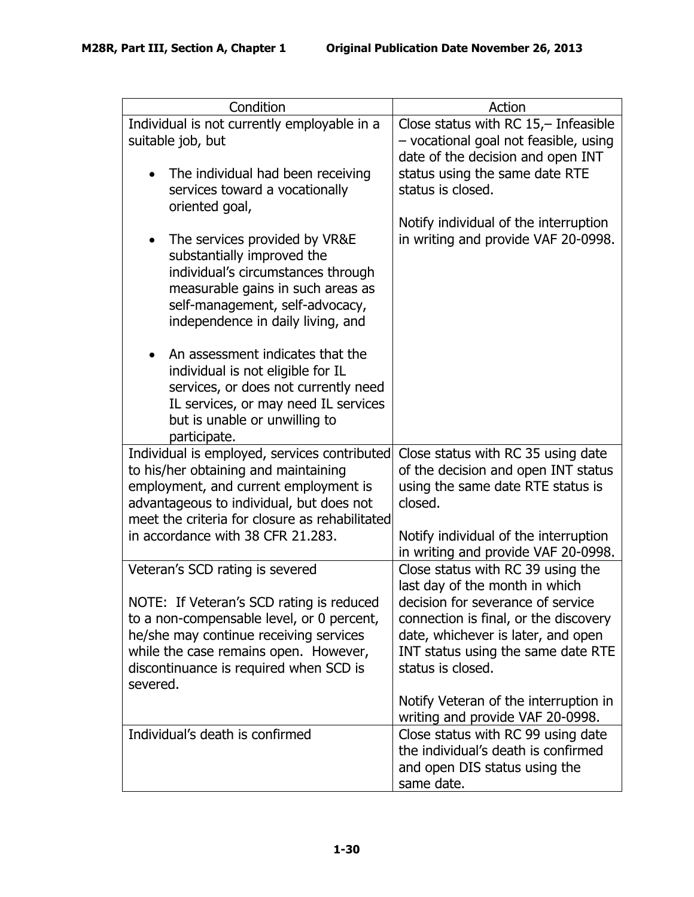| Condition | Action |
|---|---|
| Individual is not currently employable in a suitable job, but<br><br>• The individual had been receiving services toward a vocationally oriented goal,<br><br>• The services provided by VR&E substantially improved the individual's circumstances through measurable gains in such areas as self-management, self-advocacy, independence in daily living, and<br><br>• An assessment indicates that the individual is not eligible for IL services, or does not currently need IL services, or may need IL services but is unable or unwilling to participate. | Close status with RC 15,– Infeasible – vocational goal not feasible, using date of the decision and open INT status using the same date RTE status is closed.<br><br>Notify individual of the interruption in writing and provide VAF 20-0998. |
| Individual is employed, services contributed to his/her obtaining and maintaining employment, and current employment is advantageous to individual, but does not meet the criteria for closure as rehabilitated in accordance with 38 CFR 21.283. | Close status with RC 35 using date of the decision and open INT status using the same date RTE status is closed.<br><br>Notify individual of the interruption in writing and provide VAF 20-0998. |
| Veteran's SCD rating is severed<br><br>NOTE: If Veteran's SCD rating is reduced to a non-compensable level, or 0 percent, he/she may continue receiving services while the case remains open. However, discontinuance is required when SCD is severed. | Close status with RC 39 using the last day of the month in which decision for severance of service connection is final, or the discovery date, whichever is later, and open INT status using the same date RTE status is closed.<br><br>Notify Veteran of the interruption in writing and provide VAF 20-0998. |
| Individual's death is confirmed | Close status with RC 99 using date the individual's death is confirmed and open DIS status using the same date. |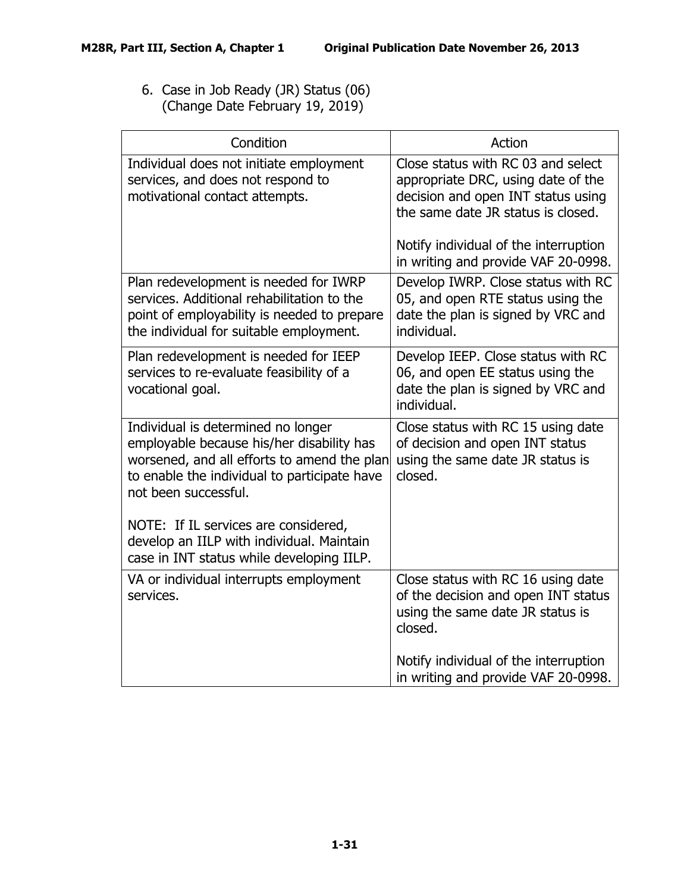6. Case in Job Ready (JR) Status (06)
   (Change Date February 19, 2019)

| Condition | Action |
| --- | --- |
| Individual does not initiate employment services, and does not respond to motivational contact attempts. | Close status with RC 03 and select appropriate DRC, using date of the decision and open INT status using the same date JR status is closed.<br><br>Notify individual of the interruption in writing and provide VAF 20-0998. |
| Plan redevelopment is needed for IWRP services. Additional rehabilitation to the point of employability is needed to prepare the individual for suitable employment. | Develop IWRP. Close status with RC 05, and open RTE status using the date the plan is signed by VRC and individual. |
| Plan redevelopment is needed for IEEP services to re-evaluate feasibility of a vocational goal. | Develop IEEP. Close status with RC 06, and open EE status using the date the plan is signed by VRC and individual. |
| Individual is determined no longer employable because his/her disability has worsened, and all efforts to amend the plan to enable the individual to participate have not been successful.<br><br>NOTE: If IL services are considered, develop an IILP with individual. Maintain case in INT status while developing IILP. | Close status with RC 15 using date of decision and open INT status using the same date JR status is closed. |
| VA or individual interrupts employment services. | Close status with RC 16 using date of the decision and open INT status using the same date JR status is closed.<br><br>Notify individual of the interruption in writing and provide VAF 20-0998. |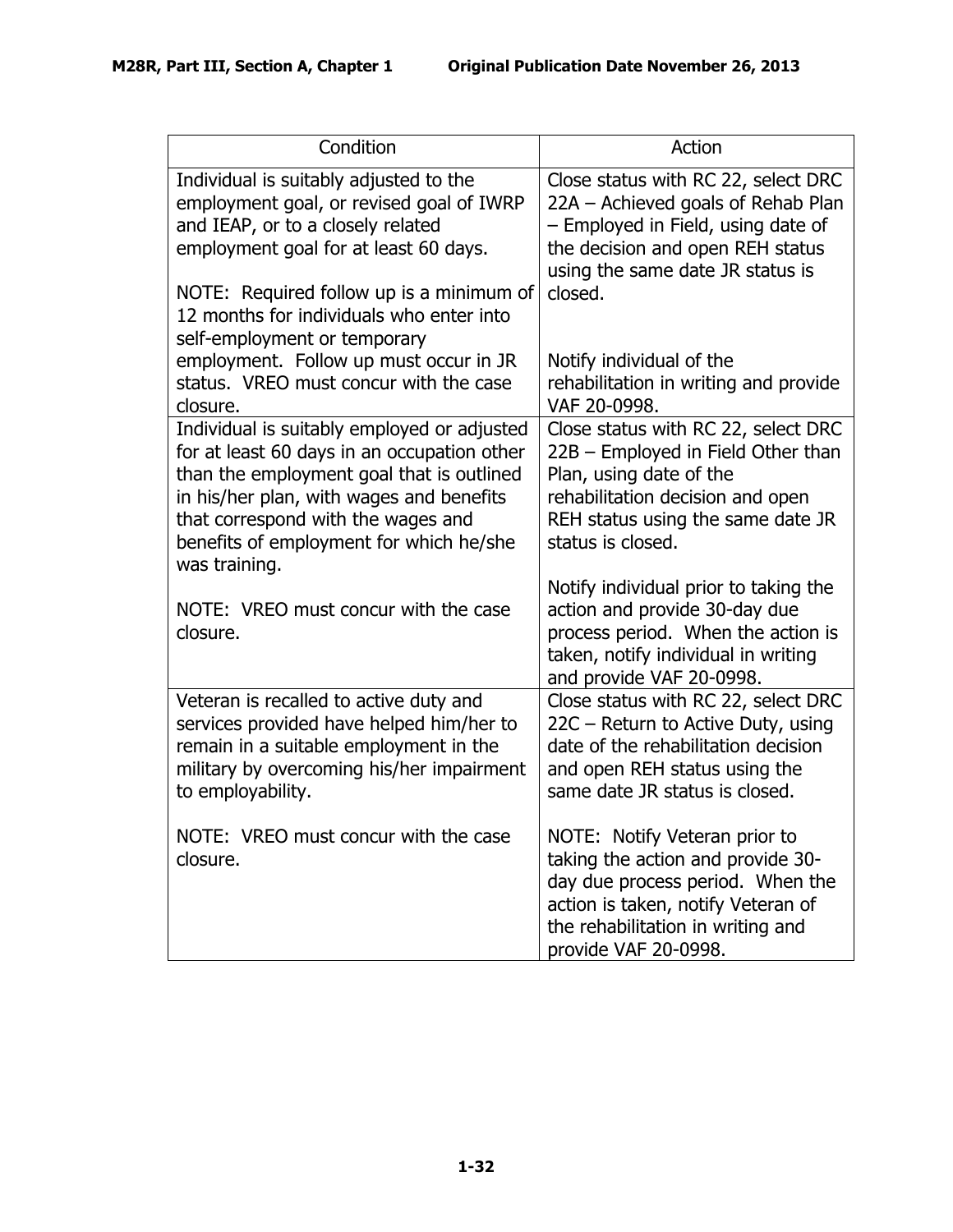| Condition | Action |
|---|---|
| Individual is suitably adjusted to the employment goal, or revised goal of IWRP and IEAP, or to a closely related employment goal for at least 60 days.<br><br>NOTE: Required follow up is a minimum of 12 months for individuals who enter into self-employment or temporary employment. Follow up must occur in JR status. VREO must concur with the case closure. | Close status with RC 22, select DRC 22A – Achieved goals of Rehab Plan – Employed in Field, using date of the decision and open REH status using the same date JR status is closed.<br><br>Notify individual of the rehabilitation in writing and provide VAF 20-0998. |
| Individual is suitably employed or adjusted for at least 60 days in an occupation other than the employment goal that is outlined in his/her plan, with wages and benefits that correspond with the wages and benefits of employment for which he/she was training.<br><br>NOTE: VREO must concur with the case closure. | Close status with RC 22, select DRC 22B – Employed in Field Other than Plan, using date of the rehabilitation decision and open REH status using the same date JR status is closed.<br><br>Notify individual prior to taking the action and provide 30-day due process period. When the action is taken, notify individual in writing and provide VAF 20-0998. |
| Veteran is recalled to active duty and services provided have helped him/her to remain in a suitable employment in the military by overcoming his/her impairment to employability.<br><br>NOTE: VREO must concur with the case closure. | Close status with RC 22, select DRC 22C – Return to Active Duty, using date of the rehabilitation decision and open REH status using the same date JR status is closed.<br><br>NOTE: Notify Veteran prior to taking the action and provide 30-day due process period. When the action is taken, notify Veteran of the rehabilitation in writing and provide VAF 20-0998. |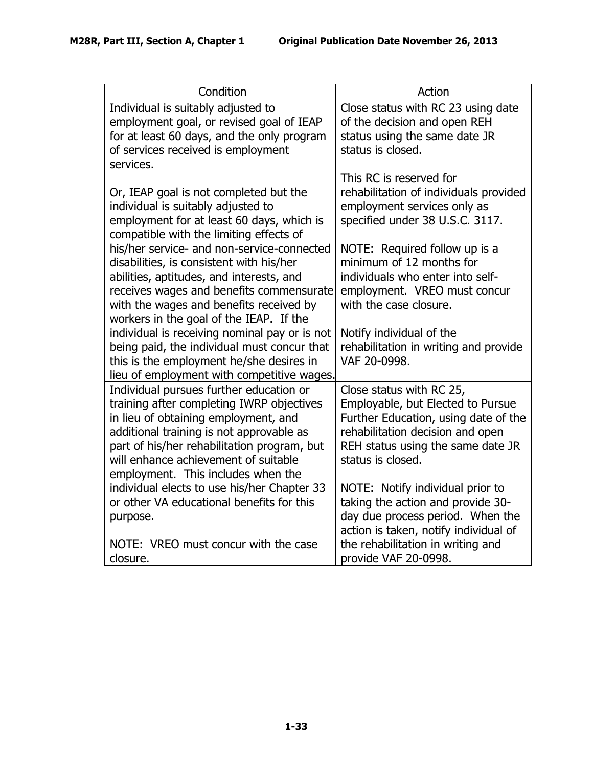| Condition | Action |
|---|---|
| Individual is suitably adjusted to employment goal, or revised goal of IEAP for at least 60 days, and the only program of services received is employment services.<br><br>Or, IEAP goal is not completed but the individual is suitably adjusted to employment for at least 60 days, which is compatible with the limiting effects of his/her service- and non-service-connected disabilities, is consistent with his/her abilities, aptitudes, and interests, and receives wages and benefits commensurate with the wages and benefits received by workers in the goal of the IEAP. If the individual is receiving nominal pay or is not being paid, the individual must concur that this is the employment he/she desires in lieu of employment with competitive wages. | Close status with RC 23 using date of the decision and open REH status using the same date JR status is closed.<br><br>This RC is reserved for rehabilitation of individuals provided employment services only as specified under 38 U.S.C. 3117.<br><br>NOTE: Required follow up is a minimum of 12 months for individuals who enter into self-employment. VREO must concur with the case closure.<br><br>Notify individual of the rehabilitation in writing and provide VAF 20-0998. |
| Individual pursues further education or training after completing IWRP objectives in lieu of obtaining employment, and additional training is not approvable as part of his/her rehabilitation program, but will enhance achievement of suitable employment. This includes when the individual elects to use his/her Chapter 33 or other VA educational benefits for this purpose.<br><br>NOTE: VREO must concur with the case closure. | Close status with RC 25, Employable, but Elected to Pursue Further Education, using date of the rehabilitation decision and open REH status using the same date JR status is closed.<br><br>NOTE: Notify individual prior to taking the action and provide 30-day due process period. When the action is taken, notify individual of the rehabilitation in writing and provide VAF 20-0998. |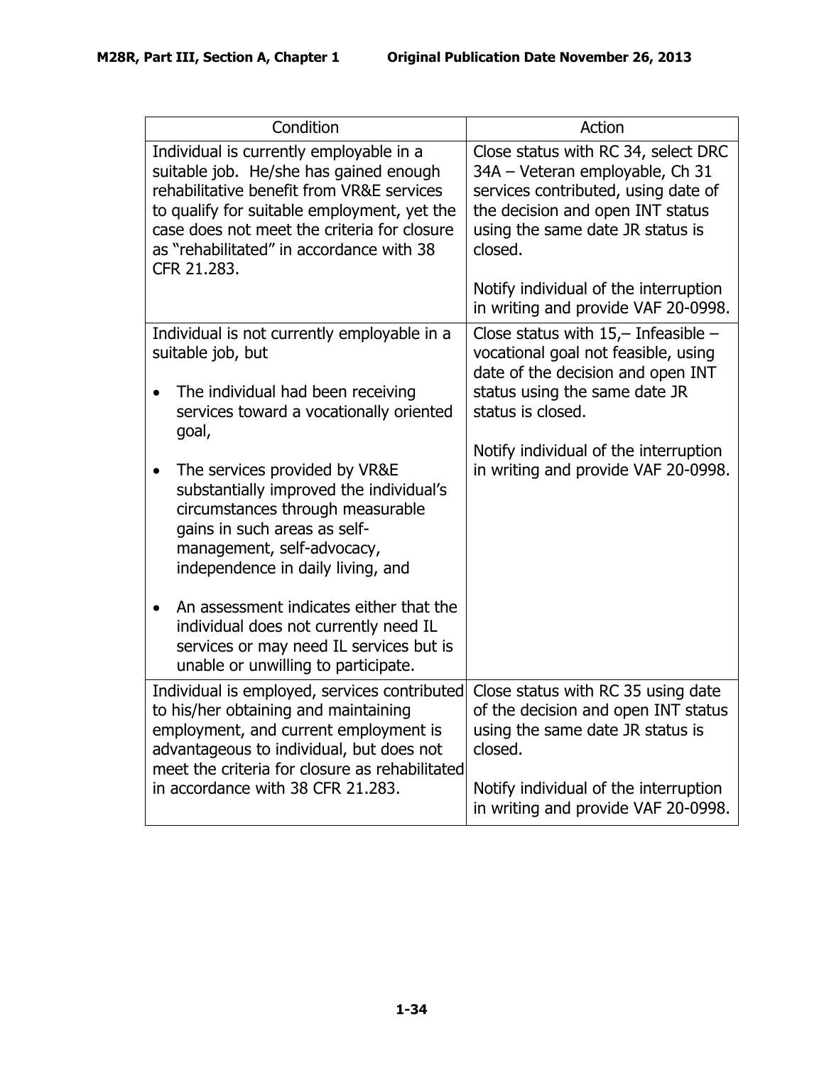| Condition | Action |
|---|---|
| Individual is currently employable in a suitable job. He/she has gained enough rehabilitative benefit from VR&E services to qualify for suitable employment, yet the case does not meet the criteria for closure as "rehabilitated" in accordance with 38 CFR 21.283. | Close status with RC 34, select DRC 34A – Veteran employable, Ch 31 services contributed, using date of the decision and open INT status using the same date JR status is closed.<br><br>Notify individual of the interruption in writing and provide VAF 20-0998. |
| Individual is not currently employable in a suitable job, but<br><br>• The individual had been receiving services toward a vocationally oriented goal,<br><br>• The services provided by VR&E substantially improved the individual's circumstances through measurable gains in such areas as self-management, self-advocacy, independence in daily living, and<br><br>• An assessment indicates either that the individual does not currently need IL services or may need IL services but is unable or unwilling to participate. | Close status with 15,– Infeasible – vocational goal not feasible, using date of the decision and open INT status using the same date JR status is closed.<br><br>Notify individual of the interruption in writing and provide VAF 20-0998. |
| Individual is employed, services contributed to his/her obtaining and maintaining employment, and current employment is advantageous to individual, but does not meet the criteria for closure as rehabilitated in accordance with 38 CFR 21.283. | Close status with RC 35 using date of the decision and open INT status using the same date JR status is closed.<br><br>Notify individual of the interruption in writing and provide VAF 20-0998. |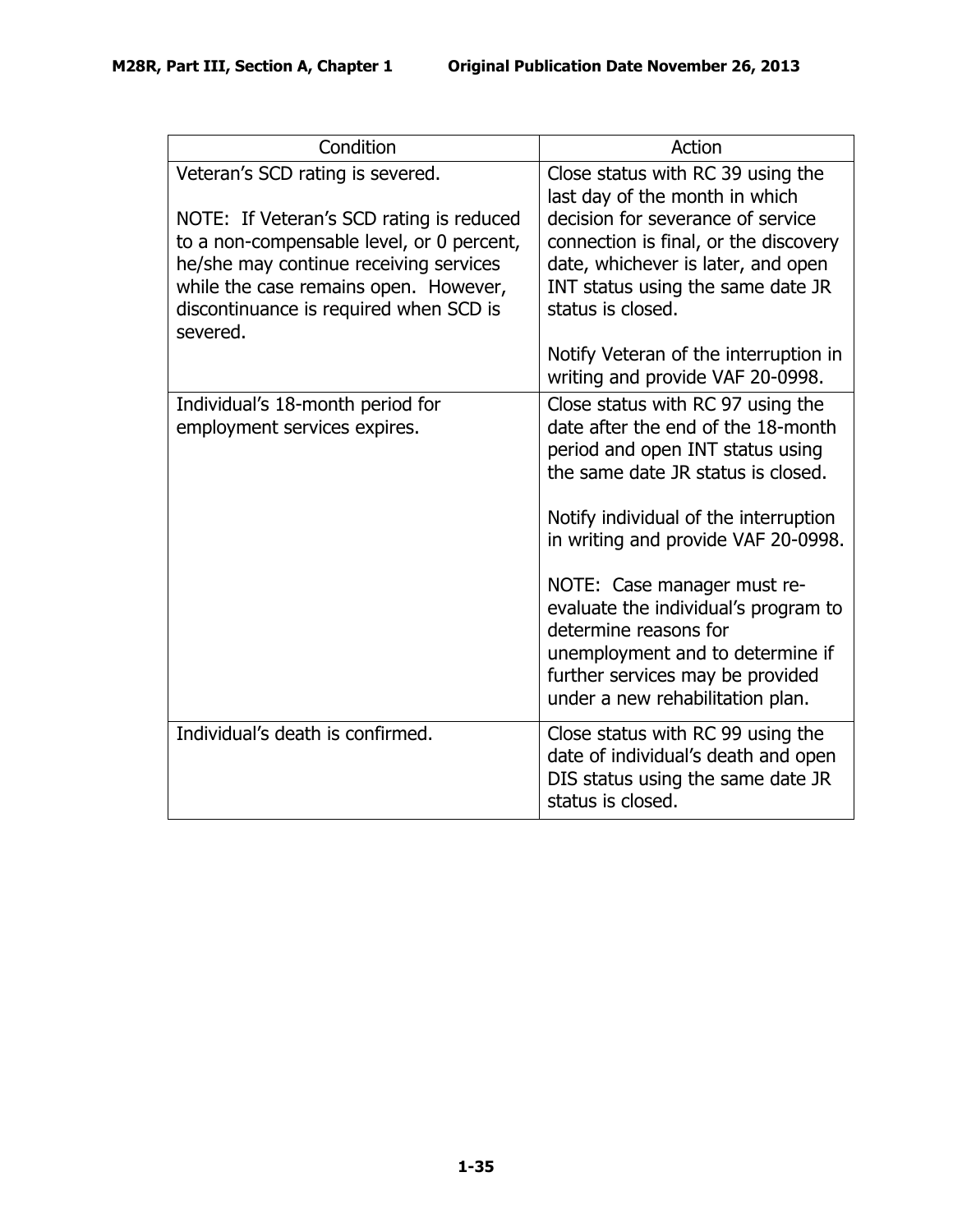| Condition | Action |
| --- | --- |
| Veteran's SCD rating is severed.<br><br>NOTE: If Veteran's SCD rating is reduced to a non-compensable level, or 0 percent, he/she may continue receiving services while the case remains open. However, discontinuance is required when SCD is severed. | Close status with RC 39 using the last day of the month in which decision for severance of service connection is final, or the discovery date, whichever is later, and open INT status using the same date JR status is closed.<br><br>Notify Veteran of the interruption in writing and provide VAF 20-0998. |
| Individual's 18-month period for employment services expires. | Close status with RC 97 using the date after the end of the 18-month period and open INT status using the same date JR status is closed.<br><br>Notify individual of the interruption in writing and provide VAF 20-0998.<br><br>NOTE: Case manager must re-evaluate the individual's program to determine reasons for unemployment and to determine if further services may be provided under a new rehabilitation plan. |
| Individual's death is confirmed. | Close status with RC 99 using the date of individual's death and open DIS status using the same date JR status is closed. |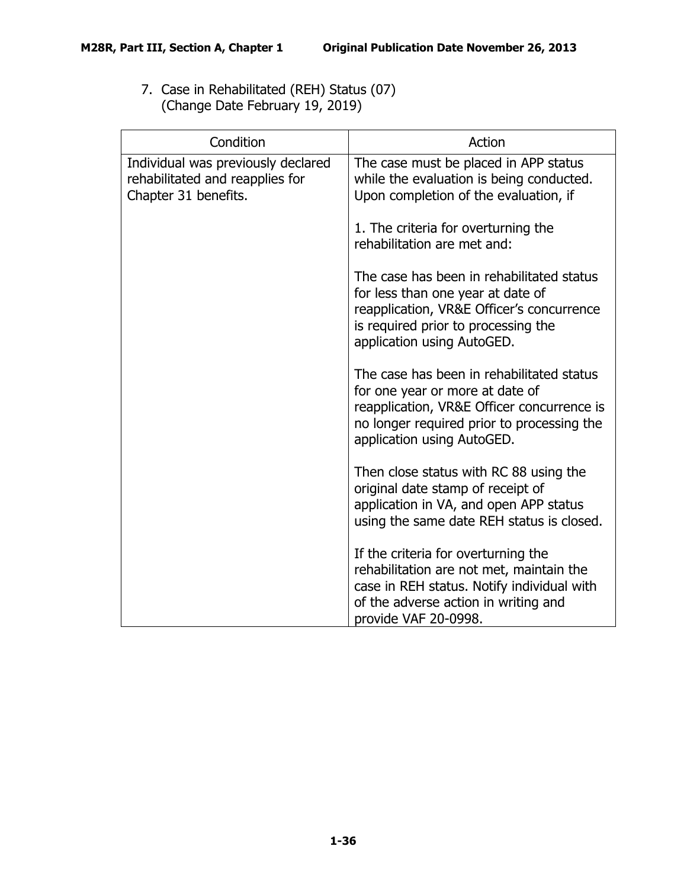7. Case in Rehabilitated (REH) Status (07)
   (Change Date February 19, 2019)

| Condition | Action |
| --- | --- |
| Individual was previously declared rehabilitated and reapplies for Chapter 31 benefits. | The case must be placed in APP status while the evaluation is being conducted. Upon completion of the evaluation, if<br><br>1. The criteria for overturning the rehabilitation are met and:<br><br>The case has been in rehabilitated status for less than one year at date of reapplication, VR&E Officer's concurrence is required prior to processing the application using AutoGED.<br><br>The case has been in rehabilitated status for one year or more at date of reapplication, VR&E Officer concurrence is no longer required prior to processing the application using AutoGED.<br><br>Then close status with RC 88 using the original date stamp of receipt of application in VA, and open APP status using the same date REH status is closed.<br><br>If the criteria for overturning the rehabilitation are not met, maintain the case in REH status. Notify individual with of the adverse action in writing and provide VAF 20-0998. |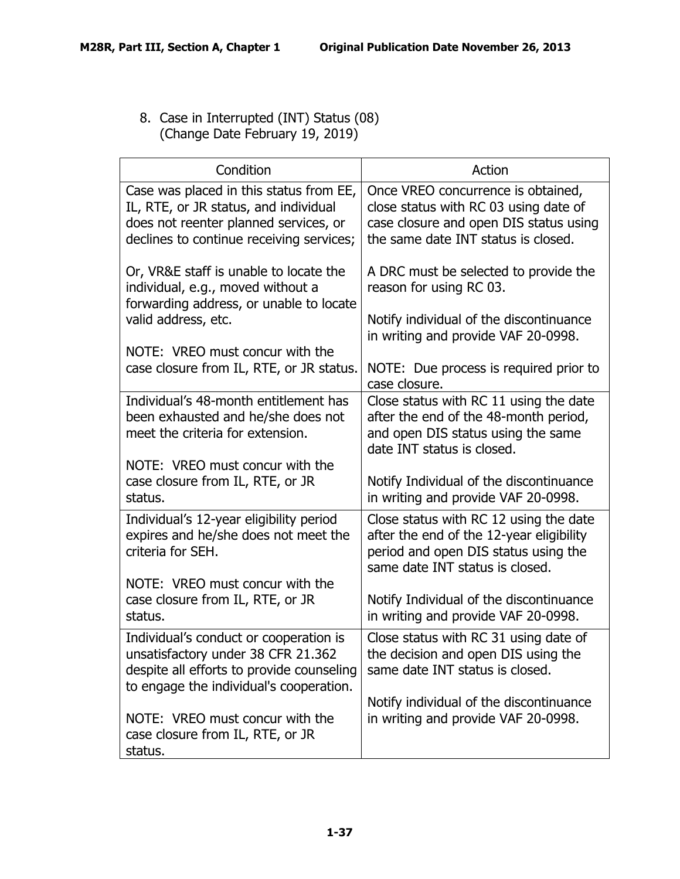8. Case in Interrupted (INT) Status (08)
   (Change Date February 19, 2019)

| Condition | Action |
|---|---|
| Case was placed in this status from EE, IL, RTE, or JR status, and individual does not reenter planned services, or declines to continue receiving services;<br><br>Or, VR&E staff is unable to locate the individual, e.g., moved without a forwarding address, or unable to locate valid address, etc.<br><br>NOTE: VREO must concur with the case closure from IL, RTE, or JR status. | Once VREO concurrence is obtained, close status with RC 03 using date of case closure and open DIS status using the same date INT status is closed.<br><br>A DRC must be selected to provide the reason for using RC 03.<br><br>Notify individual of the discontinuance in writing and provide VAF 20-0998.<br><br>NOTE: Due process is required prior to case closure. |
| Individual's 48-month entitlement has been exhausted and he/she does not meet the criteria for extension.<br><br>NOTE: VREO must concur with the case closure from IL, RTE, or JR status. | Close status with RC 11 using the date after the end of the 48-month period, and open DIS status using the same date INT status is closed.<br><br>Notify Individual of the discontinuance in writing and provide VAF 20-0998. |
| Individual's 12-year eligibility period expires and he/she does not meet the criteria for SEH.<br><br>NOTE: VREO must concur with the case closure from IL, RTE, or JR status. | Close status with RC 12 using the date after the end of the 12-year eligibility period and open DIS status using the same date INT status is closed.<br><br>Notify Individual of the discontinuance in writing and provide VAF 20-0998. |
| Individual's conduct or cooperation is unsatisfactory under 38 CFR 21.362 despite all efforts to provide counseling to engage the individual's cooperation.<br><br>NOTE: VREO must concur with the case closure from IL, RTE, or JR status. | Close status with RC 31 using date of the decision and open DIS using the same date INT status is closed.<br><br>Notify individual of the discontinuance in writing and provide VAF 20-0998. |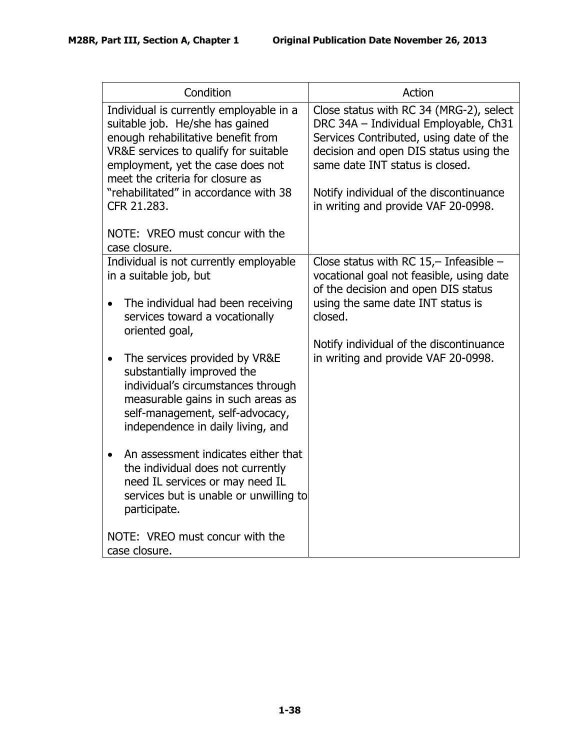| Condition | Action |
|---|---|
| Individual is currently employable in a suitable job. He/she has gained enough rehabilitative benefit from VR&E services to qualify for suitable employment, yet the case does not meet the criteria for closure as "rehabilitated" in accordance with 38 CFR 21.283.<br><br>NOTE: VREO must concur with the case closure. | Close status with RC 34 (MRG-2), select DRC 34A – Individual Employable, Ch31 Services Contributed, using date of the decision and open DIS status using the same date INT status is closed.<br><br>Notify individual of the discontinuance in writing and provide VAF 20-0998. |
| Individual is not currently employable in a suitable job, but<br><br>• The individual had been receiving services toward a vocationally oriented goal,<br><br>• The services provided by VR&E substantially improved the individual's circumstances through measurable gains in such areas as self-management, self-advocacy, independence in daily living, and<br><br>• An assessment indicates either that the individual does not currently need IL services or may need IL services but is unable or unwilling to participate.<br><br>NOTE: VREO must concur with the case closure. | Close status with RC 15,– Infeasible – vocational goal not feasible, using date of the decision and open DIS status using the same date INT status is closed.<br><br>Notify individual of the discontinuance in writing and provide VAF 20-0998. |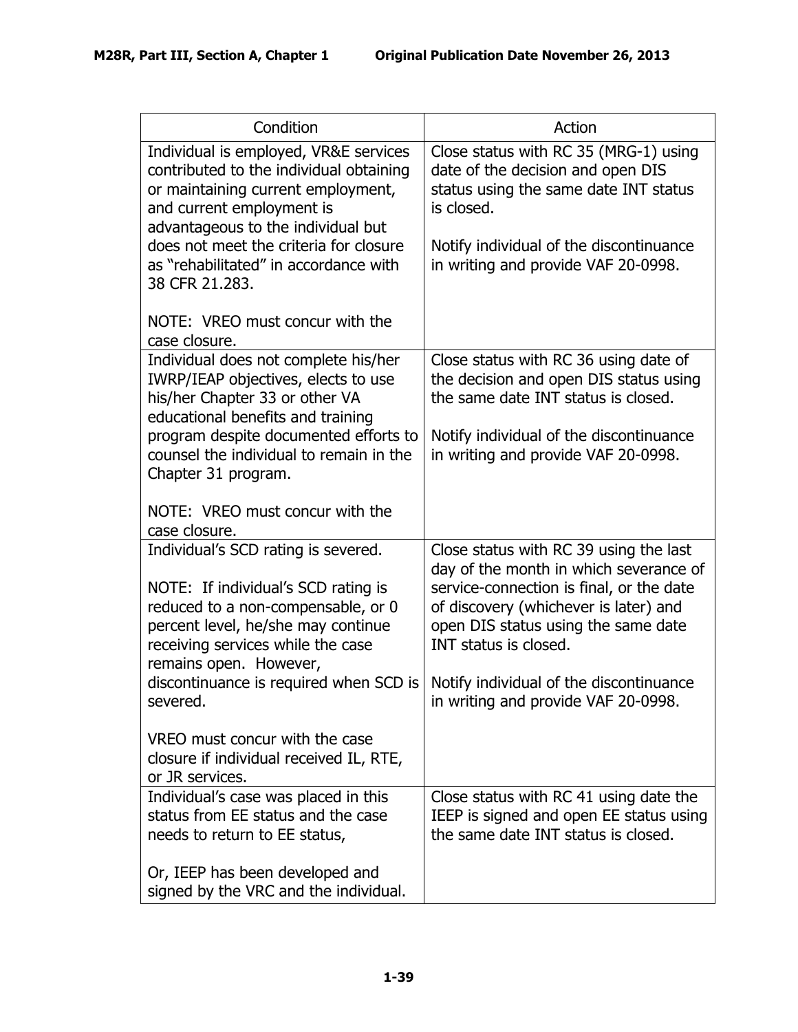| Condition | Action |
| --- | --- |
| Individual is employed, VR&E services contributed to the individual obtaining or maintaining current employment, and current employment is advantageous to the individual but does not meet the criteria for closure as "rehabilitated" in accordance with 38 CFR 21.283.<br><br>NOTE: VREO must concur with the case closure. | Close status with RC 35 (MRG-1) using date of the decision and open DIS status using the same date INT status is closed.<br><br>Notify individual of the discontinuance in writing and provide VAF 20-0998. |
| Individual does not complete his/her IWRP/IEAP objectives, elects to use his/her Chapter 33 or other VA educational benefits and training program despite documented efforts to counsel the individual to remain in the Chapter 31 program.<br><br>NOTE: VREO must concur with the case closure. | Close status with RC 36 using date of the decision and open DIS status using the same date INT status is closed.<br><br>Notify individual of the discontinuance in writing and provide VAF 20-0998. |
| Individual's SCD rating is severed.<br><br>NOTE: If individual's SCD rating is reduced to a non-compensable, or 0 percent level, he/she may continue receiving services while the case remains open. However, discontinuance is required when SCD is severed.<br><br>VREO must concur with the case closure if individual received IL, RTE, or JR services. | Close status with RC 39 using the last day of the month in which severance of service-connection is final, or the date of discovery (whichever is later) and open DIS status using the same date INT status is closed.<br><br>Notify individual of the discontinuance in writing and provide VAF 20-0998. |
| Individual's case was placed in this status from EE status and the case needs to return to EE status,<br><br>Or, IEEP has been developed and signed by the VRC and the individual. | Close status with RC 41 using date the IEEP is signed and open EE status using the same date INT status is closed. |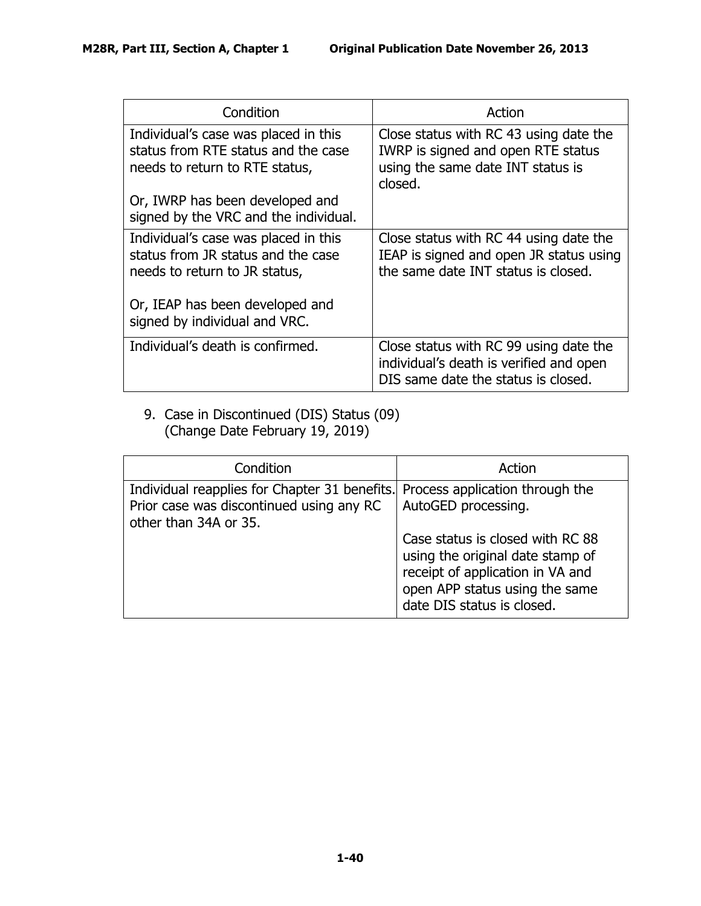| Condition | Action |
|---|---|
| Individual's case was placed in this status from RTE status and the case needs to return to RTE status,<br><br>Or, IWRP has been developed and signed by the VRC and the individual. | Close status with RC 43 using date the IWRP is signed and open RTE status using the same date INT status is closed. |
| Individual's case was placed in this status from JR status and the case needs to return to JR status,<br><br>Or, IEAP has been developed and signed by individual and VRC. | Close status with RC 44 using date the IEAP is signed and open JR status using the same date INT status is closed. |
| Individual's death is confirmed. | Close status with RC 99 using date the individual's death is verified and open DIS same date the status is closed. |

9. Case in Discontinued (DIS) Status (09)
   (Change Date February 19, 2019)

| Condition | Action |
|---|---|
| Individual reapplies for Chapter 31 benefits. Prior case was discontinued using any RC other than 34A or 35. | Process application through the AutoGED processing.<br><br>Case status is closed with RC 88 using the original date stamp of receipt of application in VA and open APP status using the same date DIS status is closed. |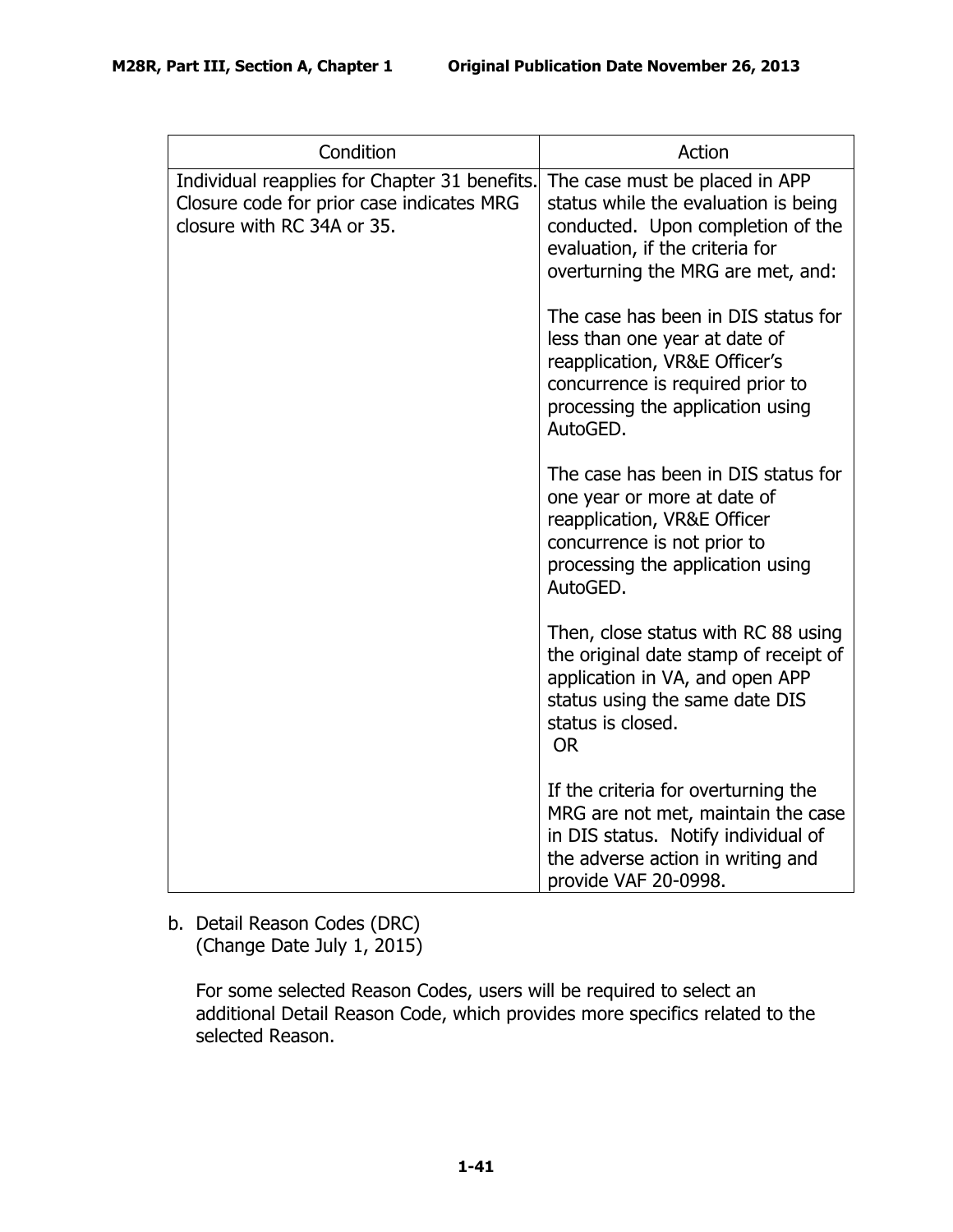| Condition | Action |
| --- | --- |
| Individual reapplies for Chapter 31 benefits. Closure code for prior case indicates MRG closure with RC 34A or 35. | The case must be placed in APP status while the evaluation is being conducted. Upon completion of the evaluation, if the criteria for overturning the MRG are met, and:<br><br>The case has been in DIS status for less than one year at date of reapplication, VR&E Officer's concurrence is required prior to processing the application using AutoGED.<br><br>The case has been in DIS status for one year or more at date of reapplication, VR&E Officer concurrence is not prior to processing the application using AutoGED.<br><br>Then, close status with RC 88 using the original date stamp of receipt of application in VA, and open APP status using the same date DIS status is closed.<br>OR<br><br>If the criteria for overturning the MRG are not met, maintain the case in DIS status. Notify individual of the adverse action in writing and provide VAF 20-0998. |

b. Detail Reason Codes (DRC)
(Change Date July 1, 2015)

For some selected Reason Codes, users will be required to select an additional Detail Reason Code, which provides more specifics related to the selected Reason.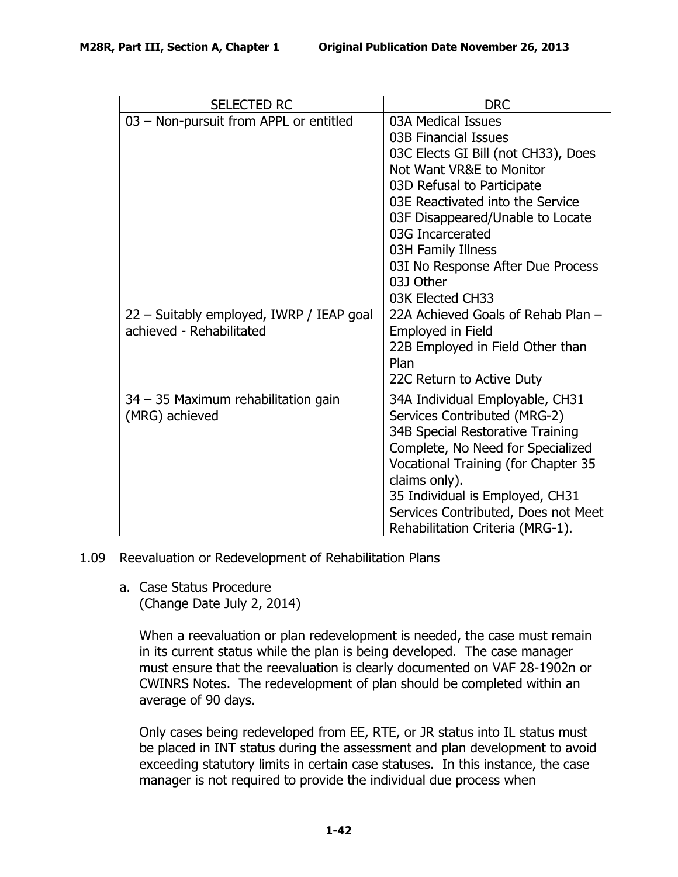| SELECTED RC | DRC |
| --- | --- |
| 03 – Non-pursuit from APPL or entitled | 03A Medical Issues<br>03B Financial Issues<br>03C Elects GI Bill (not CH33), Does Not Want VR&E to Monitor<br>03D Refusal to Participate<br>03E Reactivated into the Service<br>03F Disappeared/Unable to Locate<br>03G Incarcerated<br>03H Family Illness<br>03I No Response After Due Process<br>03J Other<br>03K Elected CH33 |
| 22 – Suitably employed, IWRP / IEAP goal achieved - Rehabilitated | 22A Achieved Goals of Rehab Plan – Employed in Field<br>22B Employed in Field Other than Plan<br>22C Return to Active Duty |
| 34 – 35 Maximum rehabilitation gain (MRG) achieved | 34A Individual Employable, CH31 Services Contributed (MRG-2)<br>34B Special Restorative Training Complete, No Need for Specialized Vocational Training (for Chapter 35 claims only).<br>35 Individual is Employed, CH31 Services Contributed, Does not Meet Rehabilitation Criteria (MRG-1). |

## 1.09 Reevaluation or Redevelopment of Rehabilitation Plans

a. Case Status Procedure
(Change Date July 2, 2014)

When a reevaluation or plan redevelopment is needed, the case must remain in its current status while the plan is being developed. The case manager must ensure that the reevaluation is clearly documented on VAF 28-1902n or CWINRS Notes. The redevelopment of plan should be completed within an average of 90 days.

Only cases being redeveloped from EE, RTE, or JR status into IL status must be placed in INT status during the assessment and plan development to avoid exceeding statutory limits in certain case statuses. In this instance, the case manager is not required to provide the individual due process when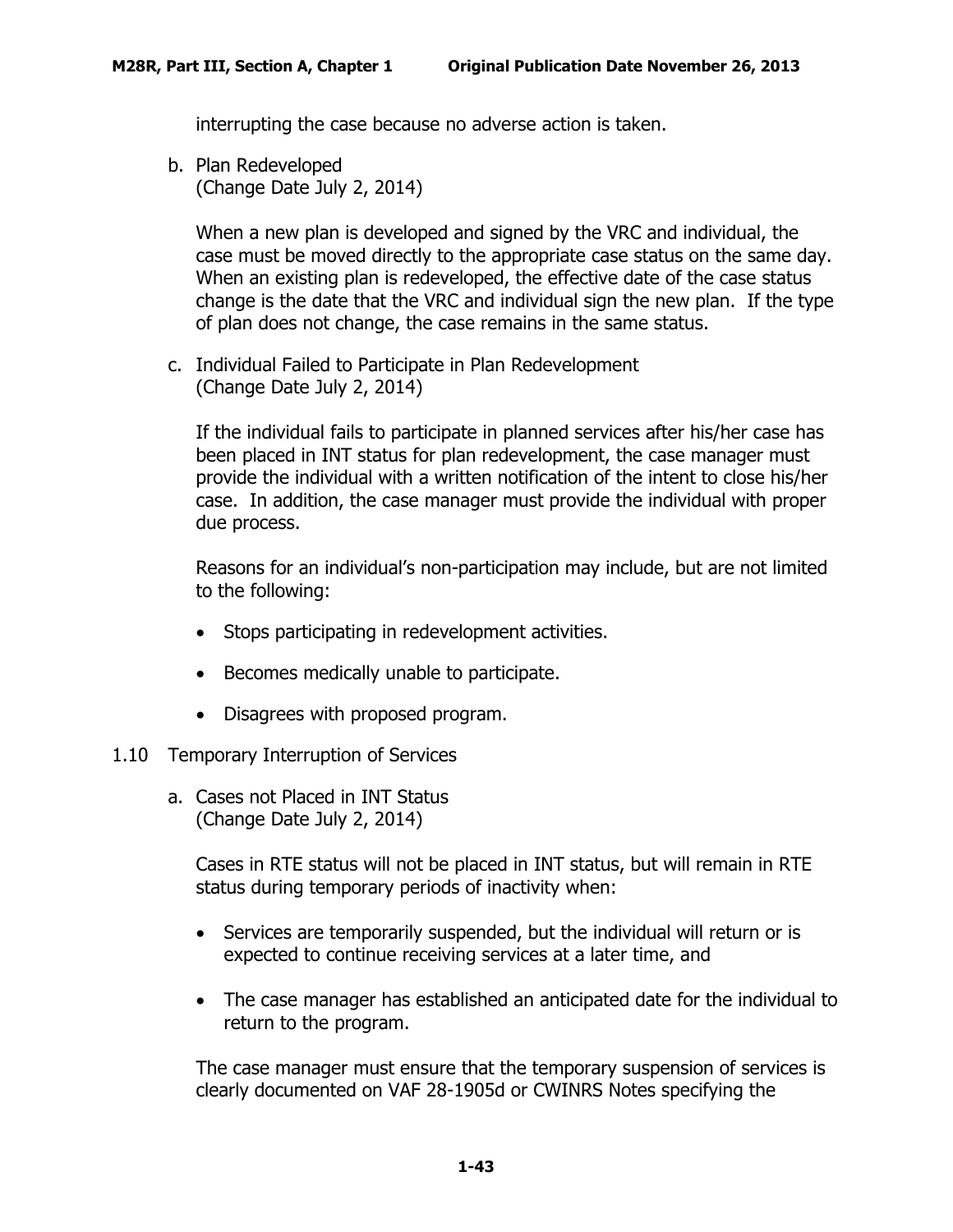interrupting the case because no adverse action is taken.

b. Plan Redeveloped
   (Change Date July 2, 2014)

   When a new plan is developed and signed by the VRC and individual, the case must be moved directly to the appropriate case status on the same day. When an existing plan is redeveloped, the effective date of the case status change is the date that the VRC and individual sign the new plan. If the type of plan does not change, the case remains in the same status.

c. Individual Failed to Participate in Plan Redevelopment
   (Change Date July 2, 2014)

   If the individual fails to participate in planned services after his/her case has been placed in INT status for plan redevelopment, the case manager must provide the individual with a written notification of the intent to close his/her case. In addition, the case manager must provide the individual with proper due process.

   Reasons for an individual's non-participation may include, but are not limited to the following:

   - Stops participating in redevelopment activities.
   - Becomes medically unable to participate.
   - Disagrees with proposed program.

## 1.10 Temporary Interruption of Services

a. Cases not Placed in INT Status
   (Change Date July 2, 2014)

   Cases in RTE status will not be placed in INT status, but will remain in RTE status during temporary periods of inactivity when:

   - Services are temporarily suspended, but the individual will return or is expected to continue receiving services at a later time, and
   - The case manager has established an anticipated date for the individual to return to the program.

   The case manager must ensure that the temporary suspension of services is clearly documented on VAF 28-1905d or CWINRS Notes specifying the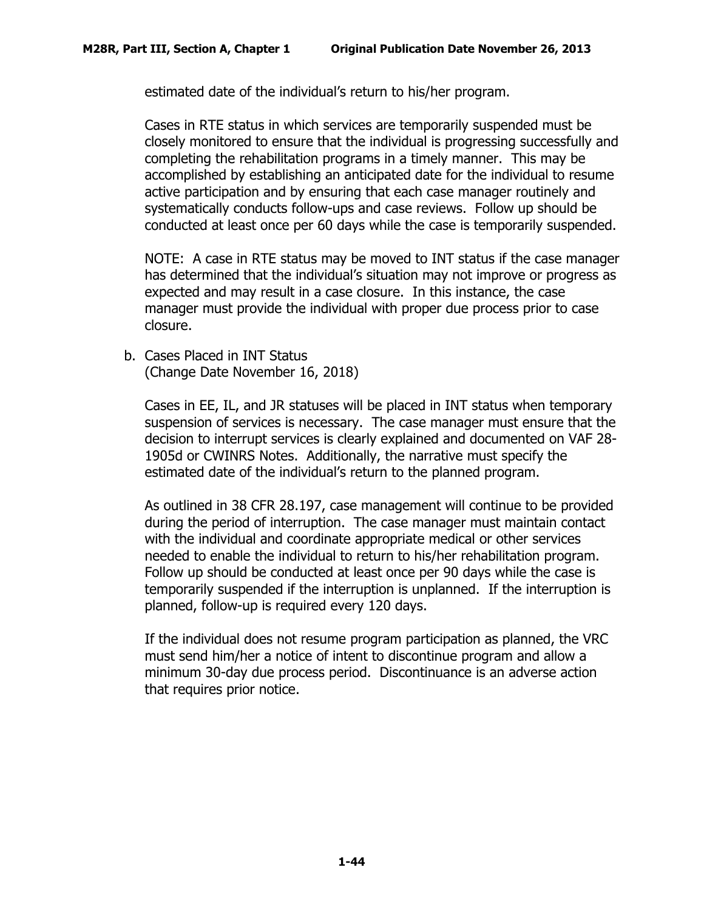estimated date of the individual's return to his/her program.

Cases in RTE status in which services are temporarily suspended must be closely monitored to ensure that the individual is progressing successfully and completing the rehabilitation programs in a timely manner. This may be accomplished by establishing an anticipated date for the individual to resume active participation and by ensuring that each case manager routinely and systematically conducts follow-ups and case reviews. Follow up should be conducted at least once per 60 days while the case is temporarily suspended.

NOTE: A case in RTE status may be moved to INT status if the case manager has determined that the individual's situation may not improve or progress as expected and may result in a case closure. In this instance, the case manager must provide the individual with proper due process prior to case closure.

b. Cases Placed in INT Status
(Change Date November 16, 2018)

Cases in EE, IL, and JR statuses will be placed in INT status when temporary suspension of services is necessary. The case manager must ensure that the decision to interrupt services is clearly explained and documented on VAF 28-1905d or CWINRS Notes. Additionally, the narrative must specify the estimated date of the individual's return to the planned program.

As outlined in 38 CFR 28.197, case management will continue to be provided during the period of interruption. The case manager must maintain contact with the individual and coordinate appropriate medical or other services needed to enable the individual to return to his/her rehabilitation program. Follow up should be conducted at least once per 90 days while the case is temporarily suspended if the interruption is unplanned. If the interruption is planned, follow-up is required every 120 days.

If the individual does not resume program participation as planned, the VRC must send him/her a notice of intent to discontinue program and allow a minimum 30-day due process period. Discontinuance is an adverse action that requires prior notice.